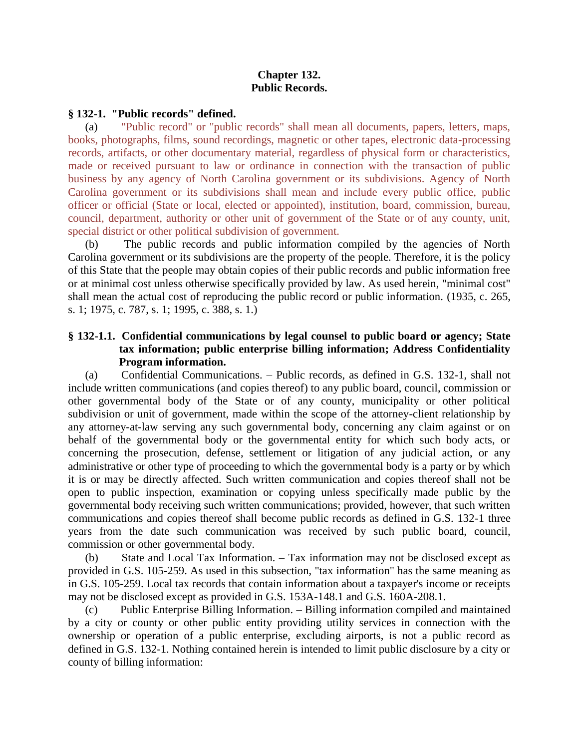# Chapter 132.
# Public Records.

**§ 132-1. "Public records" defined.**

(a) "Public record" or "public records" shall mean all documents, papers, letters, maps, books, photographs, films, sound recordings, magnetic or other tapes, electronic data-processing records, artifacts, or other documentary material, regardless of physical form or characteristics, made or received pursuant to law or ordinance in connection with the transaction of public business by any agency of North Carolina government or its subdivisions. Agency of North Carolina government or its subdivisions shall mean and include every public office, public officer or official (State or local, elected or appointed), institution, board, commission, bureau, council, department, authority or other unit of government of the State or of any county, unit, special district or other political subdivision of government.

(b) The public records and public information compiled by the agencies of North Carolina government or its subdivisions are the property of the people. Therefore, it is the policy of this State that the people may obtain copies of their public records and public information free or at minimal cost unless otherwise specifically provided by law. As used herein, "minimal cost" shall mean the actual cost of reproducing the public record or public information. (1935, c. 265, s. 1; 1975, c. 787, s. 1; 1995, c. 388, s. 1.)

**§ 132-1.1. Confidential communications by legal counsel to public board or agency; State tax information; public enterprise billing information; Address Confidentiality Program information.**

(a) Confidential Communications. – Public records, as defined in G.S. 132-1, shall not include written communications (and copies thereof) to any public board, council, commission or other governmental body of the State or of any county, municipality or other political subdivision or unit of government, made within the scope of the attorney-client relationship by any attorney-at-law serving any such governmental body, concerning any claim against or on behalf of the governmental body or the governmental entity for which such body acts, or concerning the prosecution, defense, settlement or litigation of any judicial action, or any administrative or other type of proceeding to which the governmental body is a party or by which it is or may be directly affected. Such written communication and copies thereof shall not be open to public inspection, examination or copying unless specifically made public by the governmental body receiving such written communications; provided, however, that such written communications and copies thereof shall become public records as defined in G.S. 132-1 three years from the date such communication was received by such public board, council, commission or other governmental body.

(b) State and Local Tax Information. – Tax information may not be disclosed except as provided in G.S. 105-259. As used in this subsection, "tax information" has the same meaning as in G.S. 105-259. Local tax records that contain information about a taxpayer's income or receipts may not be disclosed except as provided in G.S. 153A-148.1 and G.S. 160A-208.1.

(c) Public Enterprise Billing Information. – Billing information compiled and maintained by a city or county or other public entity providing utility services in connection with the ownership or operation of a public enterprise, excluding airports, is not a public record as defined in G.S. 132-1. Nothing contained herein is intended to limit public disclosure by a city or county of billing information: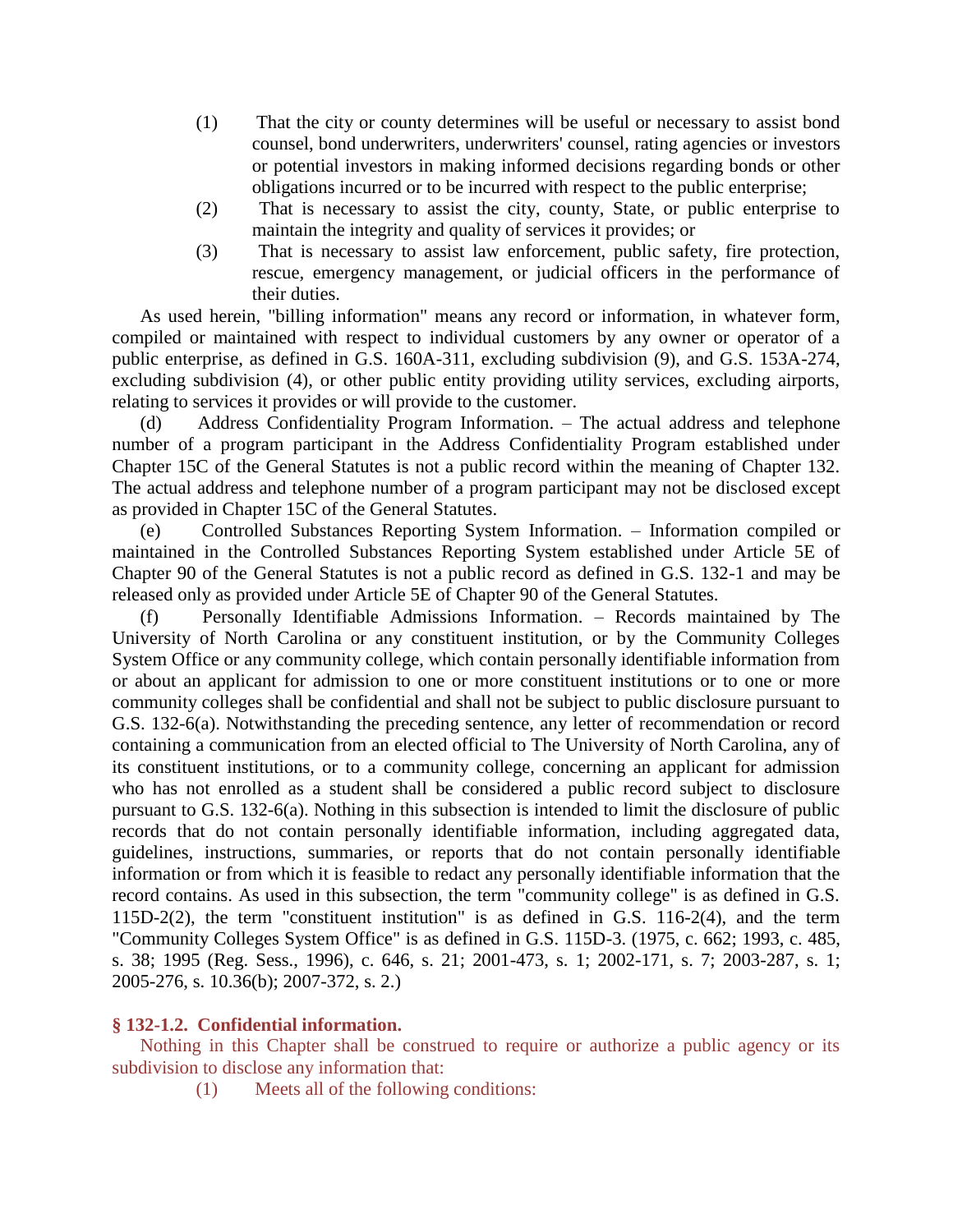(1) That the city or county determines will be useful or necessary to assist bond counsel, bond underwriters, underwriters' counsel, rating agencies or investors or potential investors in making informed decisions regarding bonds or other obligations incurred or to be incurred with respect to the public enterprise;

(2) That is necessary to assist the city, county, State, or public enterprise to maintain the integrity and quality of services it provides; or

(3) That is necessary to assist law enforcement, public safety, fire protection, rescue, emergency management, or judicial officers in the performance of their duties.

As used herein, "billing information" means any record or information, in whatever form, compiled or maintained with respect to individual customers by any owner or operator of a public enterprise, as defined in G.S. 160A-311, excluding subdivision (9), and G.S. 153A-274, excluding subdivision (4), or other public entity providing utility services, excluding airports, relating to services it provides or will provide to the customer.

(d) Address Confidentiality Program Information. – The actual address and telephone number of a program participant in the Address Confidentiality Program established under Chapter 15C of the General Statutes is not a public record within the meaning of Chapter 132. The actual address and telephone number of a program participant may not be disclosed except as provided in Chapter 15C of the General Statutes.

(e) Controlled Substances Reporting System Information. – Information compiled or maintained in the Controlled Substances Reporting System established under Article 5E of Chapter 90 of the General Statutes is not a public record as defined in G.S. 132-1 and may be released only as provided under Article 5E of Chapter 90 of the General Statutes.

(f) Personally Identifiable Admissions Information. – Records maintained by The University of North Carolina or any constituent institution, or by the Community Colleges System Office or any community college, which contain personally identifiable information from or about an applicant for admission to one or more constituent institutions or to one or more community colleges shall be confidential and shall not be subject to public disclosure pursuant to G.S. 132-6(a). Notwithstanding the preceding sentence, any letter of recommendation or record containing a communication from an elected official to The University of North Carolina, any of its constituent institutions, or to a community college, concerning an applicant for admission who has not enrolled as a student shall be considered a public record subject to disclosure pursuant to G.S. 132-6(a). Nothing in this subsection is intended to limit the disclosure of public records that do not contain personally identifiable information, including aggregated data, guidelines, instructions, summaries, or reports that do not contain personally identifiable information or from which it is feasible to redact any personally identifiable information that the record contains. As used in this subsection, the term "community college" is as defined in G.S. 115D-2(2), the term "constituent institution" is as defined in G.S. 116-2(4), and the term "Community Colleges System Office" is as defined in G.S. 115D-3. (1975, c. 662; 1993, c. 485, s. 38; 1995 (Reg. Sess., 1996), c. 646, s. 21; 2001-473, s. 1; 2002-171, s. 7; 2003-287, s. 1; 2005-276, s. 10.36(b); 2007-372, s. 2.)

### § 132-1.2. Confidential information.

Nothing in this Chapter shall be construed to require or authorize a public agency or its subdivision to disclose any information that:

(1) Meets all of the following conditions: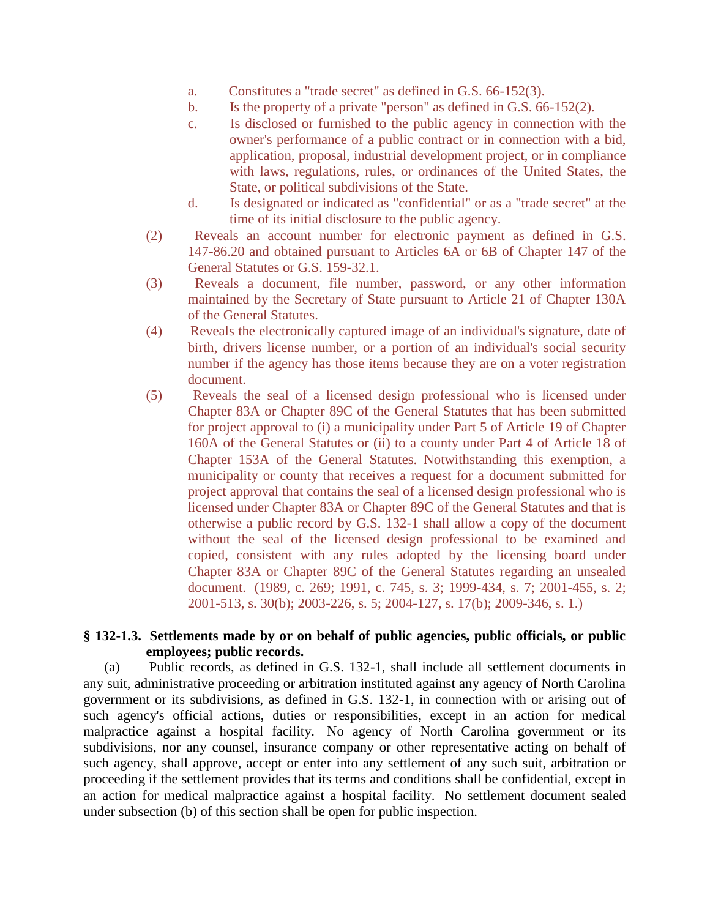a. Constitutes a "trade secret" as defined in G.S. 66-152(3).
b. Is the property of a private "person" as defined in G.S. 66-152(2).
c. Is disclosed or furnished to the public agency in connection with the owner's performance of a public contract or in connection with a bid, application, proposal, industrial development project, or in compliance with laws, regulations, rules, or ordinances of the United States, the State, or political subdivisions of the State.
d. Is designated or indicated as "confidential" or as a "trade secret" at the time of its initial disclosure to the public agency.

(2) Reveals an account number for electronic payment as defined in G.S. 147-86.20 and obtained pursuant to Articles 6A or 6B of Chapter 147 of the General Statutes or G.S. 159-32.1.

(3) Reveals a document, file number, password, or any other information maintained by the Secretary of State pursuant to Article 21 of Chapter 130A of the General Statutes.

(4) Reveals the electronically captured image of an individual's signature, date of birth, drivers license number, or a portion of an individual's social security number if the agency has those items because they are on a voter registration document.

(5) Reveals the seal of a licensed design professional who is licensed under Chapter 83A or Chapter 89C of the General Statutes that has been submitted for project approval to (i) a municipality under Part 5 of Article 19 of Chapter 160A of the General Statutes or (ii) to a county under Part 4 of Article 18 of Chapter 153A of the General Statutes. Notwithstanding this exemption, a municipality or county that receives a request for a document submitted for project approval that contains the seal of a licensed design professional who is licensed under Chapter 83A or Chapter 89C of the General Statutes and that is otherwise a public record by G.S. 132-1 shall allow a copy of the document without the seal of the licensed design professional to be examined and copied, consistent with any rules adopted by the licensing board under Chapter 83A or Chapter 89C of the General Statutes regarding an unsealed document. (1989, c. 269; 1991, c. 745, s. 3; 1999-434, s. 7; 2001-455, s. 2; 2001-513, s. 30(b); 2003-226, s. 5; 2004-127, s. 17(b); 2009-346, s. 1.)

**§ 132-1.3. Settlements made by or on behalf of public agencies, public officials, or public employees; public records.**

(a) Public records, as defined in G.S. 132-1, shall include all settlement documents in any suit, administrative proceeding or arbitration instituted against any agency of North Carolina government or its subdivisions, as defined in G.S. 132-1, in connection with or arising out of such agency's official actions, duties or responsibilities, except in an action for medical malpractice against a hospital facility. No agency of North Carolina government or its subdivisions, nor any counsel, insurance company or other representative acting on behalf of such agency, shall approve, accept or enter into any settlement of any such suit, arbitration or proceeding if the settlement provides that its terms and conditions shall be confidential, except in an action for medical malpractice against a hospital facility. No settlement document sealed under subsection (b) of this section shall be open for public inspection.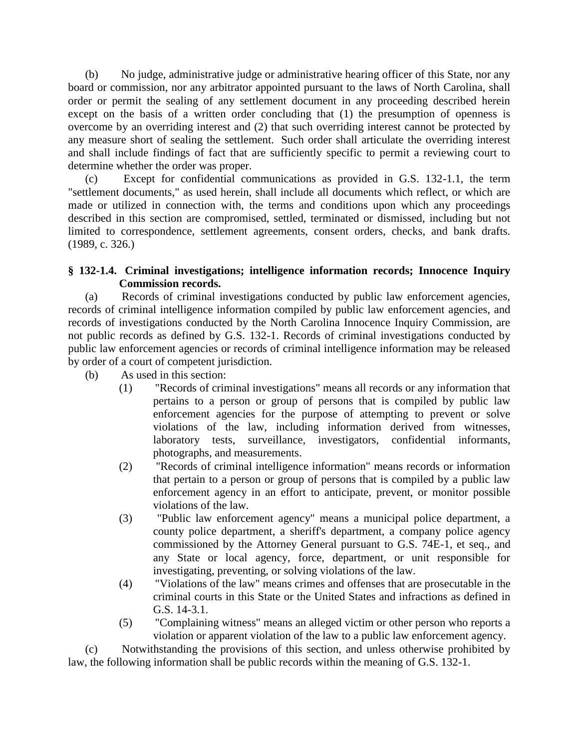(b) No judge, administrative judge or administrative hearing officer of this State, nor any board or commission, nor any arbitrator appointed pursuant to the laws of North Carolina, shall order or permit the sealing of any settlement document in any proceeding described herein except on the basis of a written order concluding that (1) the presumption of openness is overcome by an overriding interest and (2) that such overriding interest cannot be protected by any measure short of sealing the settlement. Such order shall articulate the overriding interest and shall include findings of fact that are sufficiently specific to permit a reviewing court to determine whether the order was proper.

(c) Except for confidential communications as provided in G.S. 132-1.1, the term "settlement documents," as used herein, shall include all documents which reflect, or which are made or utilized in connection with, the terms and conditions upon which any proceedings described in this section are compromised, settled, terminated or dismissed, including but not limited to correspondence, settlement agreements, consent orders, checks, and bank drafts. (1989, c. 326.)

**§ 132-1.4. Criminal investigations; intelligence information records; Innocence Inquiry Commission records.**

(a) Records of criminal investigations conducted by public law enforcement agencies, records of criminal intelligence information compiled by public law enforcement agencies, and records of investigations conducted by the North Carolina Innocence Inquiry Commission, are not public records as defined by G.S. 132-1. Records of criminal investigations conducted by public law enforcement agencies or records of criminal intelligence information may be released by order of a court of competent jurisdiction.

(b) As used in this section:

(1) "Records of criminal investigations" means all records or any information that pertains to a person or group of persons that is compiled by public law enforcement agencies for the purpose of attempting to prevent or solve violations of the law, including information derived from witnesses, laboratory tests, surveillance, investigators, confidential informants, photographs, and measurements.

(2) "Records of criminal intelligence information" means records or information that pertain to a person or group of persons that is compiled by a public law enforcement agency in an effort to anticipate, prevent, or monitor possible violations of the law.

(3) "Public law enforcement agency" means a municipal police department, a county police department, a sheriff's department, a company police agency commissioned by the Attorney General pursuant to G.S. 74E-1, et seq., and any State or local agency, force, department, or unit responsible for investigating, preventing, or solving violations of the law.

(4) "Violations of the law" means crimes and offenses that are prosecutable in the criminal courts in this State or the United States and infractions as defined in G.S. 14-3.1.

(5) "Complaining witness" means an alleged victim or other person who reports a violation or apparent violation of the law to a public law enforcement agency.

(c) Notwithstanding the provisions of this section, and unless otherwise prohibited by law, the following information shall be public records within the meaning of G.S. 132-1.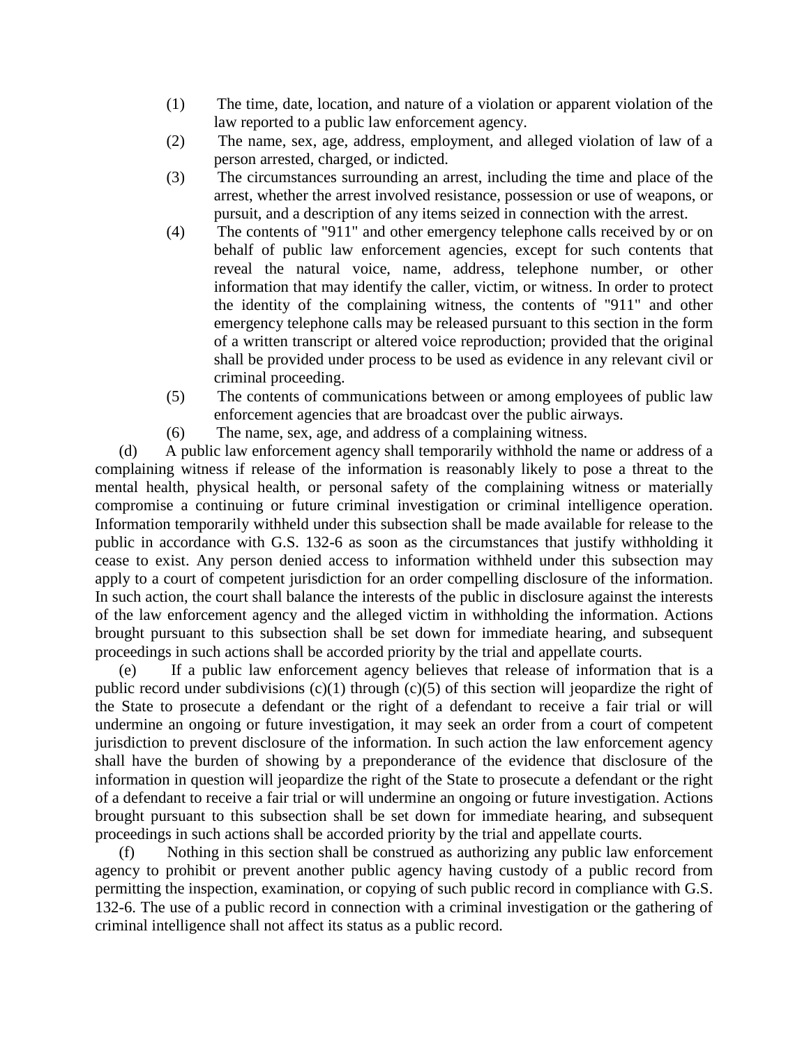(1) The time, date, location, and nature of a violation or apparent violation of the law reported to a public law enforcement agency.

(2) The name, sex, age, address, employment, and alleged violation of law of a person arrested, charged, or indicted.

(3) The circumstances surrounding an arrest, including the time and place of the arrest, whether the arrest involved resistance, possession or use of weapons, or pursuit, and a description of any items seized in connection with the arrest.

(4) The contents of "911" and other emergency telephone calls received by or on behalf of public law enforcement agencies, except for such contents that reveal the natural voice, name, address, telephone number, or other information that may identify the caller, victim, or witness. In order to protect the identity of the complaining witness, the contents of "911" and other emergency telephone calls may be released pursuant to this section in the form of a written transcript or altered voice reproduction; provided that the original shall be provided under process to be used as evidence in any relevant civil or criminal proceeding.

(5) The contents of communications between or among employees of public law enforcement agencies that are broadcast over the public airways.

(6) The name, sex, age, and address of a complaining witness.

(d) A public law enforcement agency shall temporarily withhold the name or address of a complaining witness if release of the information is reasonably likely to pose a threat to the mental health, physical health, or personal safety of the complaining witness or materially compromise a continuing or future criminal investigation or criminal intelligence operation. Information temporarily withheld under this subsection shall be made available for release to the public in accordance with G.S. 132-6 as soon as the circumstances that justify withholding it cease to exist. Any person denied access to information withheld under this subsection may apply to a court of competent jurisdiction for an order compelling disclosure of the information. In such action, the court shall balance the interests of the public in disclosure against the interests of the law enforcement agency and the alleged victim in withholding the information. Actions brought pursuant to this subsection shall be set down for immediate hearing, and subsequent proceedings in such actions shall be accorded priority by the trial and appellate courts.

(e) If a public law enforcement agency believes that release of information that is a public record under subdivisions (c)(1) through (c)(5) of this section will jeopardize the right of the State to prosecute a defendant or the right of a defendant to receive a fair trial or will undermine an ongoing or future investigation, it may seek an order from a court of competent jurisdiction to prevent disclosure of the information. In such action the law enforcement agency shall have the burden of showing by a preponderance of the evidence that disclosure of the information in question will jeopardize the right of the State to prosecute a defendant or the right of a defendant to receive a fair trial or will undermine an ongoing or future investigation. Actions brought pursuant to this subsection shall be set down for immediate hearing, and subsequent proceedings in such actions shall be accorded priority by the trial and appellate courts.

(f) Nothing in this section shall be construed as authorizing any public law enforcement agency to prohibit or prevent another public agency having custody of a public record from permitting the inspection, examination, or copying of such public record in compliance with G.S. 132-6. The use of a public record in connection with a criminal investigation or the gathering of criminal intelligence shall not affect its status as a public record.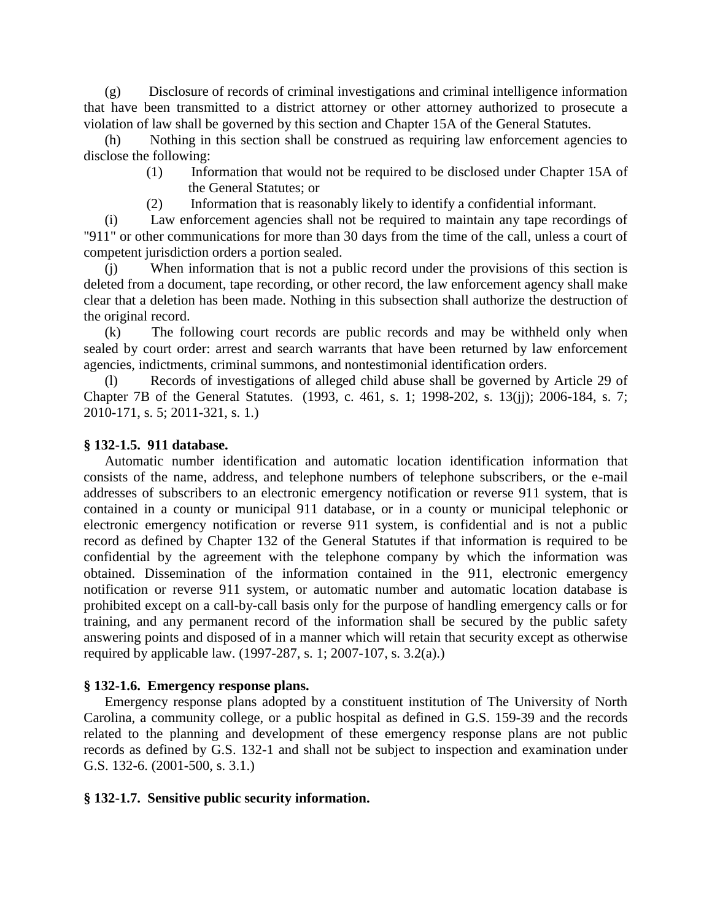(g) Disclosure of records of criminal investigations and criminal intelligence information that have been transmitted to a district attorney or other attorney authorized to prosecute a violation of law shall be governed by this section and Chapter 15A of the General Statutes.

(h) Nothing in this section shall be construed as requiring law enforcement agencies to disclose the following:

(1) Information that would not be required to be disclosed under Chapter 15A of the General Statutes; or

(2) Information that is reasonably likely to identify a confidential informant.

(i) Law enforcement agencies shall not be required to maintain any tape recordings of "911" or other communications for more than 30 days from the time of the call, unless a court of competent jurisdiction orders a portion sealed.

(j) When information that is not a public record under the provisions of this section is deleted from a document, tape recording, or other record, the law enforcement agency shall make clear that a deletion has been made. Nothing in this subsection shall authorize the destruction of the original record.

(k) The following court records are public records and may be withheld only when sealed by court order: arrest and search warrants that have been returned by law enforcement agencies, indictments, criminal summons, and nontestimonial identification orders.

(l) Records of investigations of alleged child abuse shall be governed by Article 29 of Chapter 7B of the General Statutes. (1993, c. 461, s. 1; 1998-202, s. 13(jj); 2006-184, s. 7; 2010-171, s. 5; 2011-321, s. 1.)

**§ 132-1.5. 911 database.**

Automatic number identification and automatic location identification information that consists of the name, address, and telephone numbers of telephone subscribers, or the e-mail addresses of subscribers to an electronic emergency notification or reverse 911 system, that is contained in a county or municipal 911 database, or in a county or municipal telephonic or electronic emergency notification or reverse 911 system, is confidential and is not a public record as defined by Chapter 132 of the General Statutes if that information is required to be confidential by the agreement with the telephone company by which the information was obtained. Dissemination of the information contained in the 911, electronic emergency notification or reverse 911 system, or automatic number and automatic location database is prohibited except on a call-by-call basis only for the purpose of handling emergency calls or for training, and any permanent record of the information shall be secured by the public safety answering points and disposed of in a manner which will retain that security except as otherwise required by applicable law. (1997-287, s. 1; 2007-107, s. 3.2(a).)

**§ 132-1.6. Emergency response plans.**

Emergency response plans adopted by a constituent institution of The University of North Carolina, a community college, or a public hospital as defined in G.S. 159-39 and the records related to the planning and development of these emergency response plans are not public records as defined by G.S. 132-1 and shall not be subject to inspection and examination under G.S. 132-6. (2001-500, s. 3.1.)

**§ 132-1.7. Sensitive public security information.**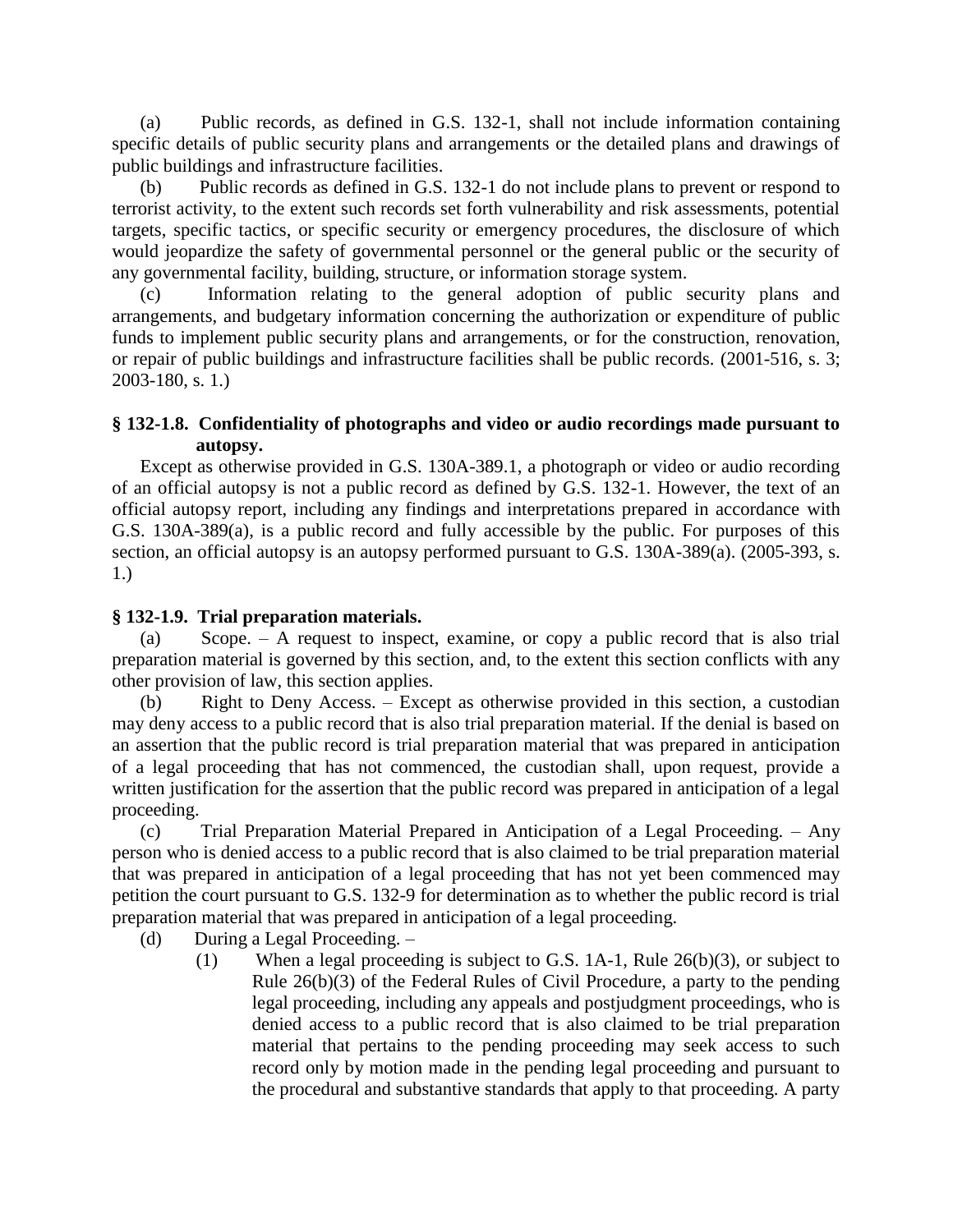(a) Public records, as defined in G.S. 132-1, shall not include information containing specific details of public security plans and arrangements or the detailed plans and drawings of public buildings and infrastructure facilities.

(b) Public records as defined in G.S. 132-1 do not include plans to prevent or respond to terrorist activity, to the extent such records set forth vulnerability and risk assessments, potential targets, specific tactics, or specific security or emergency procedures, the disclosure of which would jeopardize the safety of governmental personnel or the general public or the security of any governmental facility, building, structure, or information storage system.

(c) Information relating to the general adoption of public security plans and arrangements, and budgetary information concerning the authorization or expenditure of public funds to implement public security plans and arrangements, or for the construction, renovation, or repair of public buildings and infrastructure facilities shall be public records. (2001-516, s. 3; 2003-180, s. 1.)

### § 132-1.8. Confidentiality of photographs and video or audio recordings made pursuant to autopsy.

Except as otherwise provided in G.S. 130A-389.1, a photograph or video or audio recording of an official autopsy is not a public record as defined by G.S. 132-1. However, the text of an official autopsy report, including any findings and interpretations prepared in accordance with G.S. 130A-389(a), is a public record and fully accessible by the public. For purposes of this section, an official autopsy is an autopsy performed pursuant to G.S. 130A-389(a). (2005-393, s. 1.)

### § 132-1.9. Trial preparation materials.

(a) Scope. – A request to inspect, examine, or copy a public record that is also trial preparation material is governed by this section, and, to the extent this section conflicts with any other provision of law, this section applies.

(b) Right to Deny Access. – Except as otherwise provided in this section, a custodian may deny access to a public record that is also trial preparation material. If the denial is based on an assertion that the public record is trial preparation material that was prepared in anticipation of a legal proceeding that has not commenced, the custodian shall, upon request, provide a written justification for the assertion that the public record was prepared in anticipation of a legal proceeding.

(c) Trial Preparation Material Prepared in Anticipation of a Legal Proceeding. – Any person who is denied access to a public record that is also claimed to be trial preparation material that was prepared in anticipation of a legal proceeding that has not yet been commenced may petition the court pursuant to G.S. 132-9 for determination as to whether the public record is trial preparation material that was prepared in anticipation of a legal proceeding.

(d) During a Legal Proceeding. –

(1) When a legal proceeding is subject to G.S. 1A-1, Rule 26(b)(3), or subject to Rule 26(b)(3) of the Federal Rules of Civil Procedure, a party to the pending legal proceeding, including any appeals and postjudgment proceedings, who is denied access to a public record that is also claimed to be trial preparation material that pertains to the pending proceeding may seek access to such record only by motion made in the pending legal proceeding and pursuant to the procedural and substantive standards that apply to that proceeding. A party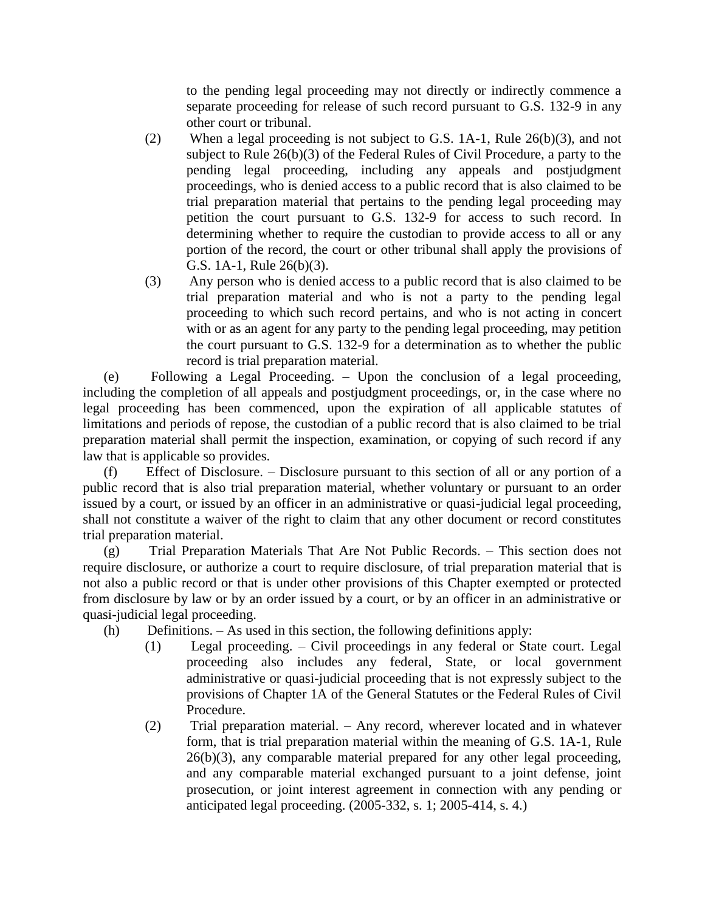to the pending legal proceeding may not directly or indirectly commence a separate proceeding for release of such record pursuant to G.S. 132-9 in any other court or tribunal.

(2) When a legal proceeding is not subject to G.S. 1A-1, Rule 26(b)(3), and not subject to Rule 26(b)(3) of the Federal Rules of Civil Procedure, a party to the pending legal proceeding, including any appeals and postjudgment proceedings, who is denied access to a public record that is also claimed to be trial preparation material that pertains to the pending legal proceeding may petition the court pursuant to G.S. 132-9 for access to such record. In determining whether to require the custodian to provide access to all or any portion of the record, the court or other tribunal shall apply the provisions of G.S. 1A-1, Rule 26(b)(3).

(3) Any person who is denied access to a public record that is also claimed to be trial preparation material and who is not a party to the pending legal proceeding to which such record pertains, and who is not acting in concert with or as an agent for any party to the pending legal proceeding, may petition the court pursuant to G.S. 132-9 for a determination as to whether the public record is trial preparation material.

(e) Following a Legal Proceeding. – Upon the conclusion of a legal proceeding, including the completion of all appeals and postjudgment proceedings, or, in the case where no legal proceeding has been commenced, upon the expiration of all applicable statutes of limitations and periods of repose, the custodian of a public record that is also claimed to be trial preparation material shall permit the inspection, examination, or copying of such record if any law that is applicable so provides.

(f) Effect of Disclosure. – Disclosure pursuant to this section of all or any portion of a public record that is also trial preparation material, whether voluntary or pursuant to an order issued by a court, or issued by an officer in an administrative or quasi-judicial legal proceeding, shall not constitute a waiver of the right to claim that any other document or record constitutes trial preparation material.

(g) Trial Preparation Materials That Are Not Public Records. – This section does not require disclosure, or authorize a court to require disclosure, of trial preparation material that is not also a public record or that is under other provisions of this Chapter exempted or protected from disclosure by law or by an order issued by a court, or by an officer in an administrative or quasi-judicial legal proceeding.

(h) Definitions. – As used in this section, the following definitions apply:

(1) Legal proceeding. – Civil proceedings in any federal or State court. Legal proceeding also includes any federal, State, or local government administrative or quasi-judicial proceeding that is not expressly subject to the provisions of Chapter 1A of the General Statutes or the Federal Rules of Civil Procedure.

(2) Trial preparation material. – Any record, wherever located and in whatever form, that is trial preparation material within the meaning of G.S. 1A-1, Rule 26(b)(3), any comparable material prepared for any other legal proceeding, and any comparable material exchanged pursuant to a joint defense, joint prosecution, or joint interest agreement in connection with any pending or anticipated legal proceeding. (2005-332, s. 1; 2005-414, s. 4.)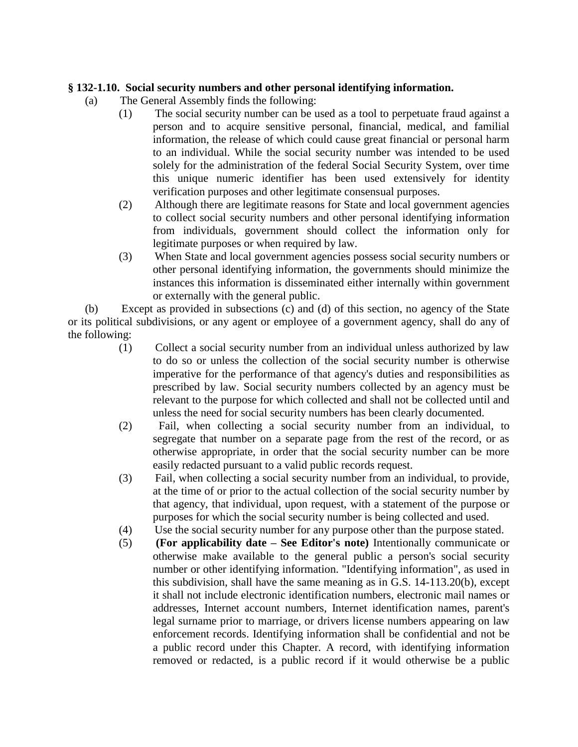**§ 132-1.10. Social security numbers and other personal identifying information.**

(a) The General Assembly finds the following:

(1) The social security number can be used as a tool to perpetuate fraud against a person and to acquire sensitive personal, financial, medical, and familial information, the release of which could cause great financial or personal harm to an individual. While the social security number was intended to be used solely for the administration of the federal Social Security System, over time this unique numeric identifier has been used extensively for identity verification purposes and other legitimate consensual purposes.

(2) Although there are legitimate reasons for State and local government agencies to collect social security numbers and other personal identifying information from individuals, government should collect the information only for legitimate purposes or when required by law.

(3) When State and local government agencies possess social security numbers or other personal identifying information, the governments should minimize the instances this information is disseminated either internally within government or externally with the general public.

(b) Except as provided in subsections (c) and (d) of this section, no agency of the State or its political subdivisions, or any agent or employee of a government agency, shall do any of the following:

(1) Collect a social security number from an individual unless authorized by law to do so or unless the collection of the social security number is otherwise imperative for the performance of that agency's duties and responsibilities as prescribed by law. Social security numbers collected by an agency must be relevant to the purpose for which collected and shall not be collected until and unless the need for social security numbers has been clearly documented.

(2) Fail, when collecting a social security number from an individual, to segregate that number on a separate page from the rest of the record, or as otherwise appropriate, in order that the social security number can be more easily redacted pursuant to a valid public records request.

(3) Fail, when collecting a social security number from an individual, to provide, at the time of or prior to the actual collection of the social security number by that agency, that individual, upon request, with a statement of the purpose or purposes for which the social security number is being collected and used.

(4) Use the social security number for any purpose other than the purpose stated.

(5) **(For applicability date – See Editor's note)** Intentionally communicate or otherwise make available to the general public a person's social security number or other identifying information. "Identifying information", as used in this subdivision, shall have the same meaning as in G.S. 14-113.20(b), except it shall not include electronic identification numbers, electronic mail names or addresses, Internet account numbers, Internet identification names, parent's legal surname prior to marriage, or drivers license numbers appearing on law enforcement records. Identifying information shall be confidential and not be a public record under this Chapter. A record, with identifying information removed or redacted, is a public record if it would otherwise be a public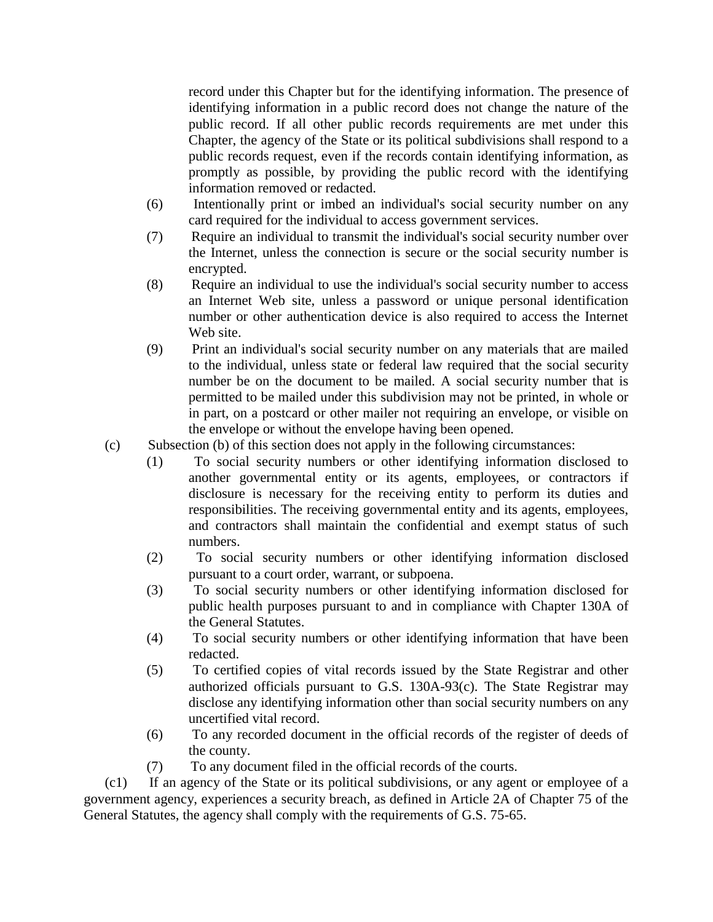record under this Chapter but for the identifying information. The presence of identifying information in a public record does not change the nature of the public record. If all other public records requirements are met under this Chapter, the agency of the State or its political subdivisions shall respond to a public records request, even if the records contain identifying information, as promptly as possible, by providing the public record with the identifying information removed or redacted.

(6) Intentionally print or imbed an individual's social security number on any card required for the individual to access government services.

(7) Require an individual to transmit the individual's social security number over the Internet, unless the connection is secure or the social security number is encrypted.

(8) Require an individual to use the individual's social security number to access an Internet Web site, unless a password or unique personal identification number or other authentication device is also required to access the Internet Web site.

(9) Print an individual's social security number on any materials that are mailed to the individual, unless state or federal law required that the social security number be on the document to be mailed. A social security number that is permitted to be mailed under this subdivision may not be printed, in whole or in part, on a postcard or other mailer not requiring an envelope, or visible on the envelope or without the envelope having been opened.

(c) Subsection (b) of this section does not apply in the following circumstances:

(1) To social security numbers or other identifying information disclosed to another governmental entity or its agents, employees, or contractors if disclosure is necessary for the receiving entity to perform its duties and responsibilities. The receiving governmental entity and its agents, employees, and contractors shall maintain the confidential and exempt status of such numbers.

(2) To social security numbers or other identifying information disclosed pursuant to a court order, warrant, or subpoena.

(3) To social security numbers or other identifying information disclosed for public health purposes pursuant to and in compliance with Chapter 130A of the General Statutes.

(4) To social security numbers or other identifying information that have been redacted.

(5) To certified copies of vital records issued by the State Registrar and other authorized officials pursuant to G.S. 130A-93(c). The State Registrar may disclose any identifying information other than social security numbers on any uncertified vital record.

(6) To any recorded document in the official records of the register of deeds of the county.

(7) To any document filed in the official records of the courts.

(c1) If an agency of the State or its political subdivisions, or any agent or employee of a government agency, experiences a security breach, as defined in Article 2A of Chapter 75 of the General Statutes, the agency shall comply with the requirements of G.S. 75-65.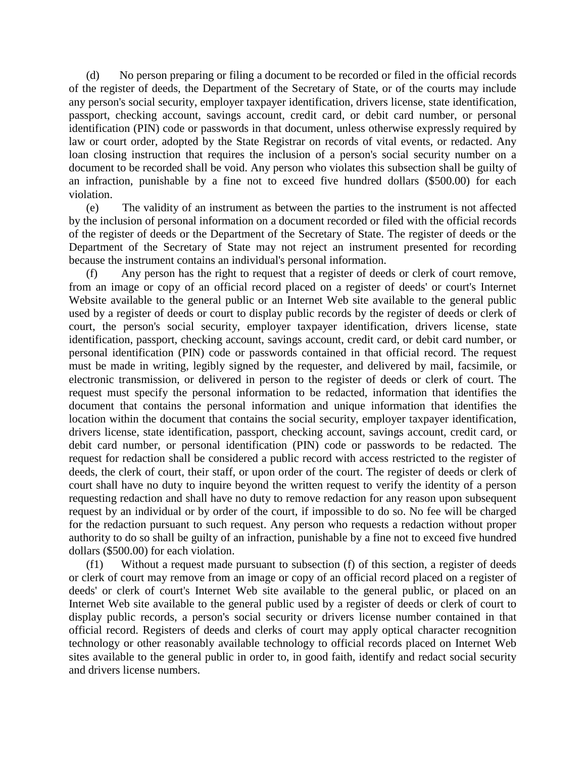(d) No person preparing or filing a document to be recorded or filed in the official records of the register of deeds, the Department of the Secretary of State, or of the courts may include any person's social security, employer taxpayer identification, drivers license, state identification, passport, checking account, savings account, credit card, or debit card number, or personal identification (PIN) code or passwords in that document, unless otherwise expressly required by law or court order, adopted by the State Registrar on records of vital events, or redacted. Any loan closing instruction that requires the inclusion of a person's social security number on a document to be recorded shall be void. Any person who violates this subsection shall be guilty of an infraction, punishable by a fine not to exceed five hundred dollars ($500.00) for each violation.

(e) The validity of an instrument as between the parties to the instrument is not affected by the inclusion of personal information on a document recorded or filed with the official records of the register of deeds or the Department of the Secretary of State. The register of deeds or the Department of the Secretary of State may not reject an instrument presented for recording because the instrument contains an individual's personal information.

(f) Any person has the right to request that a register of deeds or clerk of court remove, from an image or copy of an official record placed on a register of deeds' or court's Internet Website available to the general public or an Internet Web site available to the general public used by a register of deeds or court to display public records by the register of deeds or clerk of court, the person's social security, employer taxpayer identification, drivers license, state identification, passport, checking account, savings account, credit card, or debit card number, or personal identification (PIN) code or passwords contained in that official record. The request must be made in writing, legibly signed by the requester, and delivered by mail, facsimile, or electronic transmission, or delivered in person to the register of deeds or clerk of court. The request must specify the personal information to be redacted, information that identifies the document that contains the personal information and unique information that identifies the location within the document that contains the social security, employer taxpayer identification, drivers license, state identification, passport, checking account, savings account, credit card, or debit card number, or personal identification (PIN) code or passwords to be redacted. The request for redaction shall be considered a public record with access restricted to the register of deeds, the clerk of court, their staff, or upon order of the court. The register of deeds or clerk of court shall have no duty to inquire beyond the written request to verify the identity of a person requesting redaction and shall have no duty to remove redaction for any reason upon subsequent request by an individual or by order of the court, if impossible to do so. No fee will be charged for the redaction pursuant to such request. Any person who requests a redaction without proper authority to do so shall be guilty of an infraction, punishable by a fine not to exceed five hundred dollars ($500.00) for each violation.

(f1) Without a request made pursuant to subsection (f) of this section, a register of deeds or clerk of court may remove from an image or copy of an official record placed on a register of deeds' or clerk of court's Internet Web site available to the general public, or placed on an Internet Web site available to the general public used by a register of deeds or clerk of court to display public records, a person's social security or drivers license number contained in that official record. Registers of deeds and clerks of court may apply optical character recognition technology or other reasonably available technology to official records placed on Internet Web sites available to the general public in order to, in good faith, identify and redact social security and drivers license numbers.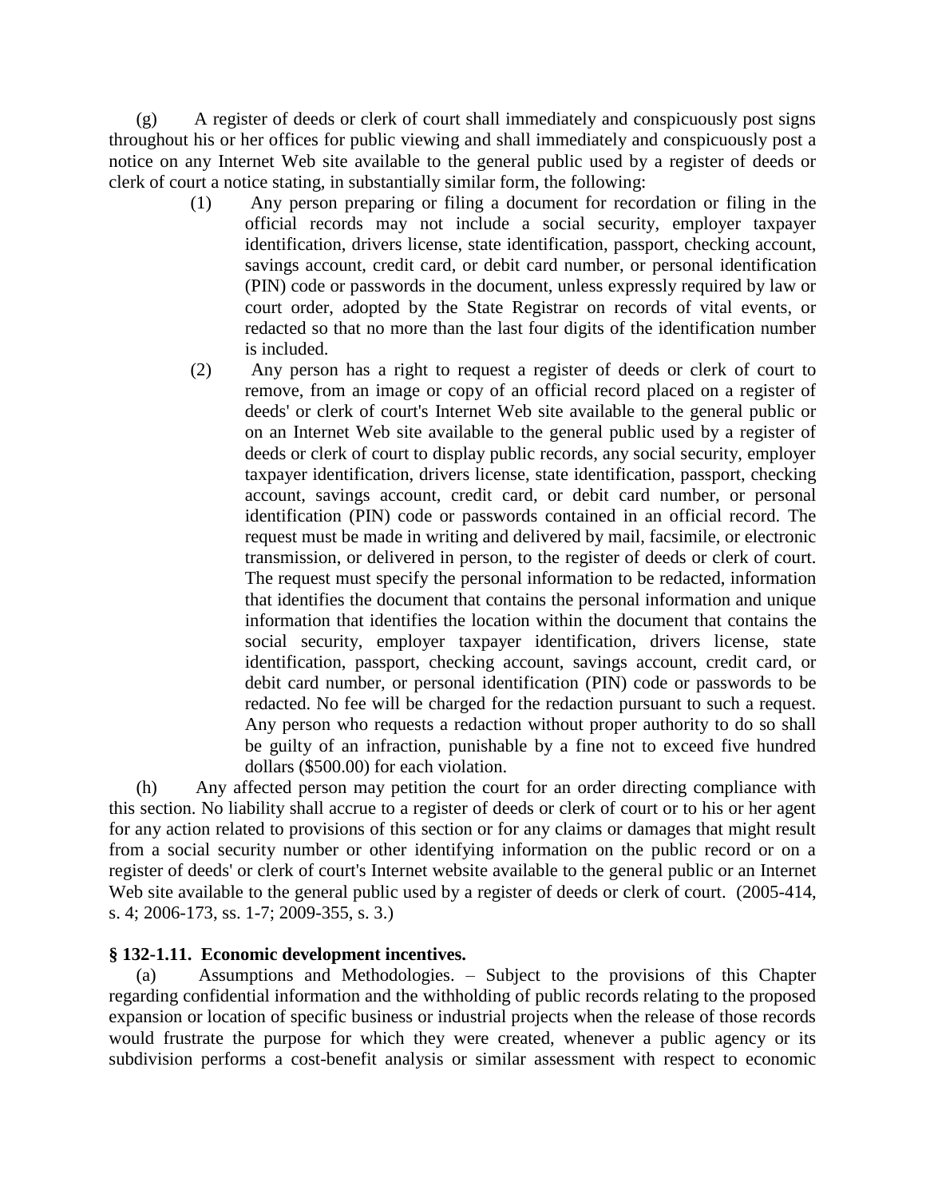(g) A register of deeds or clerk of court shall immediately and conspicuously post signs throughout his or her offices for public viewing and shall immediately and conspicuously post a notice on any Internet Web site available to the general public used by a register of deeds or clerk of court a notice stating, in substantially similar form, the following:

(1) Any person preparing or filing a document for recordation or filing in the official records may not include a social security, employer taxpayer identification, drivers license, state identification, passport, checking account, savings account, credit card, or debit card number, or personal identification (PIN) code or passwords in the document, unless expressly required by law or court order, adopted by the State Registrar on records of vital events, or redacted so that no more than the last four digits of the identification number is included.

(2) Any person has a right to request a register of deeds or clerk of court to remove, from an image or copy of an official record placed on a register of deeds' or clerk of court's Internet Web site available to the general public or on an Internet Web site available to the general public used by a register of deeds or clerk of court to display public records, any social security, employer taxpayer identification, drivers license, state identification, passport, checking account, savings account, credit card, or debit card number, or personal identification (PIN) code or passwords contained in an official record. The request must be made in writing and delivered by mail, facsimile, or electronic transmission, or delivered in person, to the register of deeds or clerk of court. The request must specify the personal information to be redacted, information that identifies the document that contains the personal information and unique information that identifies the location within the document that contains the social security, employer taxpayer identification, drivers license, state identification, passport, checking account, savings account, credit card, or debit card number, or personal identification (PIN) code or passwords to be redacted. No fee will be charged for the redaction pursuant to such a request. Any person who requests a redaction without proper authority to do so shall be guilty of an infraction, punishable by a fine not to exceed five hundred dollars ($500.00) for each violation.

(h) Any affected person may petition the court for an order directing compliance with this section. No liability shall accrue to a register of deeds or clerk of court or to his or her agent for any action related to provisions of this section or for any claims or damages that might result from a social security number or other identifying information on the public record or on a register of deeds' or clerk of court's Internet website available to the general public or an Internet Web site available to the general public used by a register of deeds or clerk of court. (2005-414, s. 4; 2006-173, ss. 1-7; 2009-355, s. 3.)

**§ 132-1.11. Economic development incentives.**

(a) Assumptions and Methodologies. – Subject to the provisions of this Chapter regarding confidential information and the withholding of public records relating to the proposed expansion or location of specific business or industrial projects when the release of those records would frustrate the purpose for which they were created, whenever a public agency or its subdivision performs a cost-benefit analysis or similar assessment with respect to economic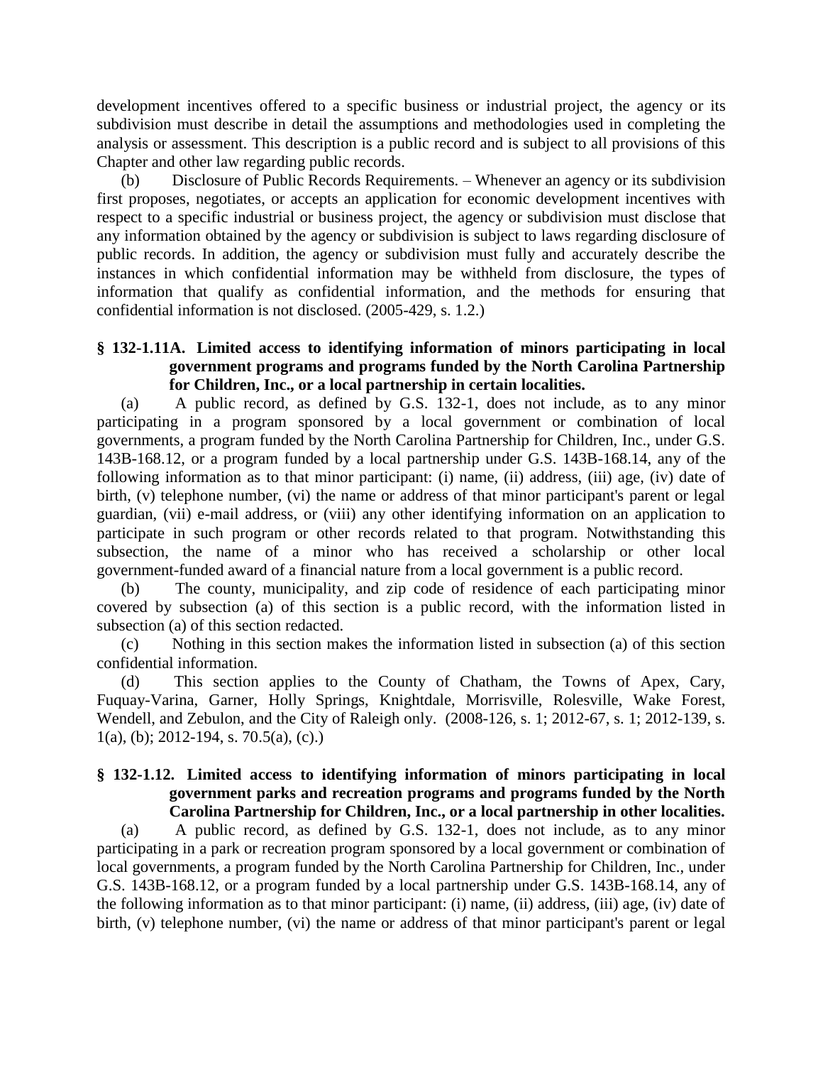development incentives offered to a specific business or industrial project, the agency or its subdivision must describe in detail the assumptions and methodologies used in completing the analysis or assessment. This description is a public record and is subject to all provisions of this Chapter and other law regarding public records.

(b) Disclosure of Public Records Requirements. – Whenever an agency or its subdivision first proposes, negotiates, or accepts an application for economic development incentives with respect to a specific industrial or business project, the agency or subdivision must disclose that any information obtained by the agency or subdivision is subject to laws regarding disclosure of public records. In addition, the agency or subdivision must fully and accurately describe the instances in which confidential information may be withheld from disclosure, the types of information that qualify as confidential information, and the methods for ensuring that confidential information is not disclosed. (2005-429, s. 1.2.)

**§ 132-1.11A. Limited access to identifying information of minors participating in local government programs and programs funded by the North Carolina Partnership for Children, Inc., or a local partnership in certain localities.**

(a) A public record, as defined by G.S. 132-1, does not include, as to any minor participating in a program sponsored by a local government or combination of local governments, a program funded by the North Carolina Partnership for Children, Inc., under G.S. 143B-168.12, or a program funded by a local partnership under G.S. 143B-168.14, any of the following information as to that minor participant: (i) name, (ii) address, (iii) age, (iv) date of birth, (v) telephone number, (vi) the name or address of that minor participant's parent or legal guardian, (vii) e-mail address, or (viii) any other identifying information on an application to participate in such program or other records related to that program. Notwithstanding this subsection, the name of a minor who has received a scholarship or other local government-funded award of a financial nature from a local government is a public record.

(b) The county, municipality, and zip code of residence of each participating minor covered by subsection (a) of this section is a public record, with the information listed in subsection (a) of this section redacted.

(c) Nothing in this section makes the information listed in subsection (a) of this section confidential information.

(d) This section applies to the County of Chatham, the Towns of Apex, Cary, Fuquay-Varina, Garner, Holly Springs, Knightdale, Morrisville, Rolesville, Wake Forest, Wendell, and Zebulon, and the City of Raleigh only. (2008-126, s. 1; 2012-67, s. 1; 2012-139, s. 1(a), (b); 2012-194, s. 70.5(a), (c).)

**§ 132-1.12. Limited access to identifying information of minors participating in local government parks and recreation programs and programs funded by the North Carolina Partnership for Children, Inc., or a local partnership in other localities.**

(a) A public record, as defined by G.S. 132-1, does not include, as to any minor participating in a park or recreation program sponsored by a local government or combination of local governments, a program funded by the North Carolina Partnership for Children, Inc., under G.S. 143B-168.12, or a program funded by a local partnership under G.S. 143B-168.14, any of the following information as to that minor participant: (i) name, (ii) address, (iii) age, (iv) date of birth, (v) telephone number, (vi) the name or address of that minor participant's parent or legal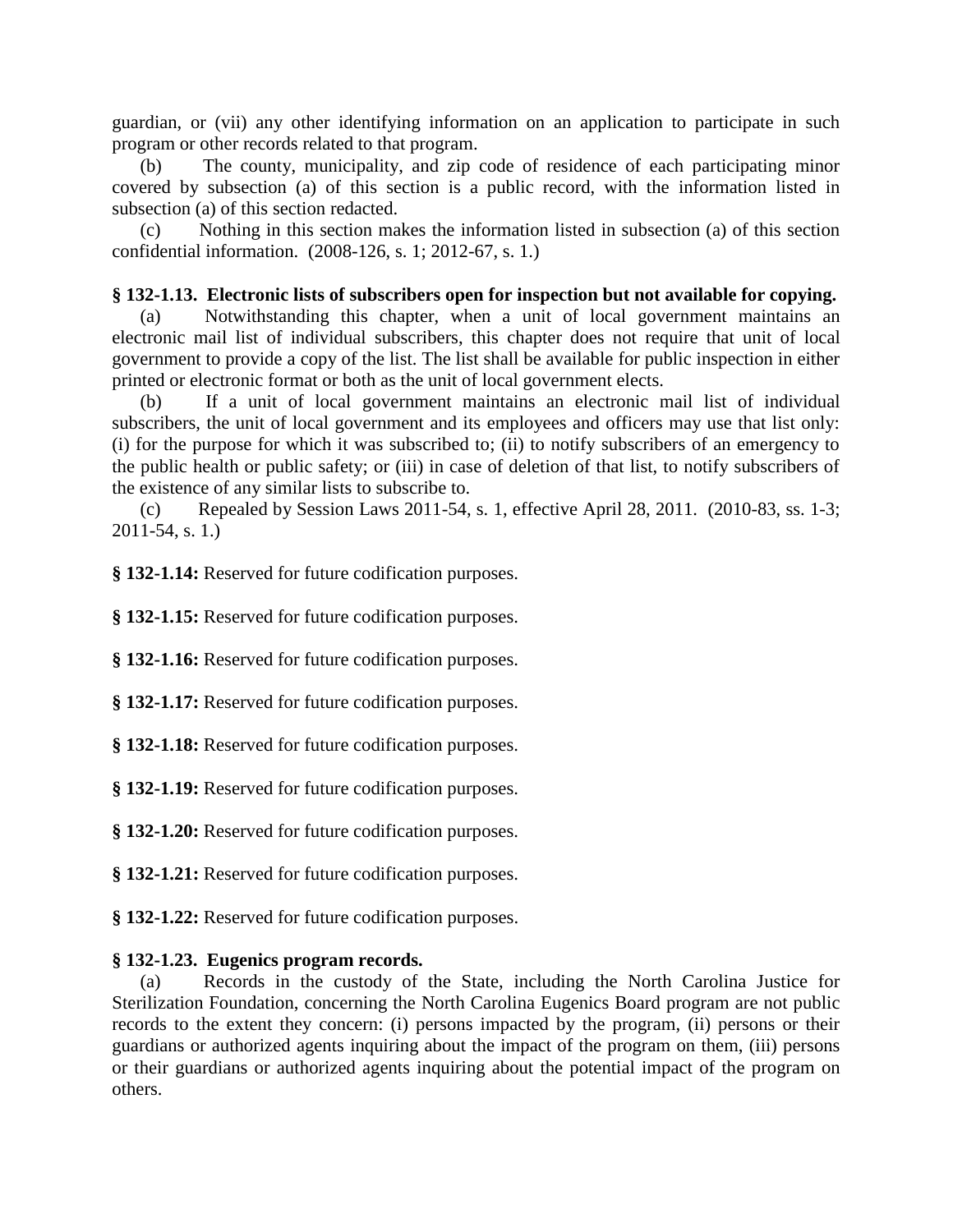guardian, or (vii) any other identifying information on an application to participate in such program or other records related to that program.

(b) The county, municipality, and zip code of residence of each participating minor covered by subsection (a) of this section is a public record, with the information listed in subsection (a) of this section redacted.

(c) Nothing in this section makes the information listed in subsection (a) of this section confidential information. (2008-126, s. 1; 2012-67, s. 1.)

**§ 132-1.13. Electronic lists of subscribers open for inspection but not available for copying.**

(a) Notwithstanding this chapter, when a unit of local government maintains an electronic mail list of individual subscribers, this chapter does not require that unit of local government to provide a copy of the list. The list shall be available for public inspection in either printed or electronic format or both as the unit of local government elects.

(b) If a unit of local government maintains an electronic mail list of individual subscribers, the unit of local government and its employees and officers may use that list only: (i) for the purpose for which it was subscribed to; (ii) to notify subscribers of an emergency to the public health or public safety; or (iii) in case of deletion of that list, to notify subscribers of the existence of any similar lists to subscribe to.

(c) Repealed by Session Laws 2011-54, s. 1, effective April 28, 2011. (2010-83, ss. 1-3; 2011-54, s. 1.)

**§ 132-1.14:** Reserved for future codification purposes.

**§ 132-1.15:** Reserved for future codification purposes.

**§ 132-1.16:** Reserved for future codification purposes.

**§ 132-1.17:** Reserved for future codification purposes.

**§ 132-1.18:** Reserved for future codification purposes.

**§ 132-1.19:** Reserved for future codification purposes.

**§ 132-1.20:** Reserved for future codification purposes.

**§ 132-1.21:** Reserved for future codification purposes.

**§ 132-1.22:** Reserved for future codification purposes.

**§ 132-1.23. Eugenics program records.**

(a) Records in the custody of the State, including the North Carolina Justice for Sterilization Foundation, concerning the North Carolina Eugenics Board program are not public records to the extent they concern: (i) persons impacted by the program, (ii) persons or their guardians or authorized agents inquiring about the impact of the program on them, (iii) persons or their guardians or authorized agents inquiring about the potential impact of the program on others.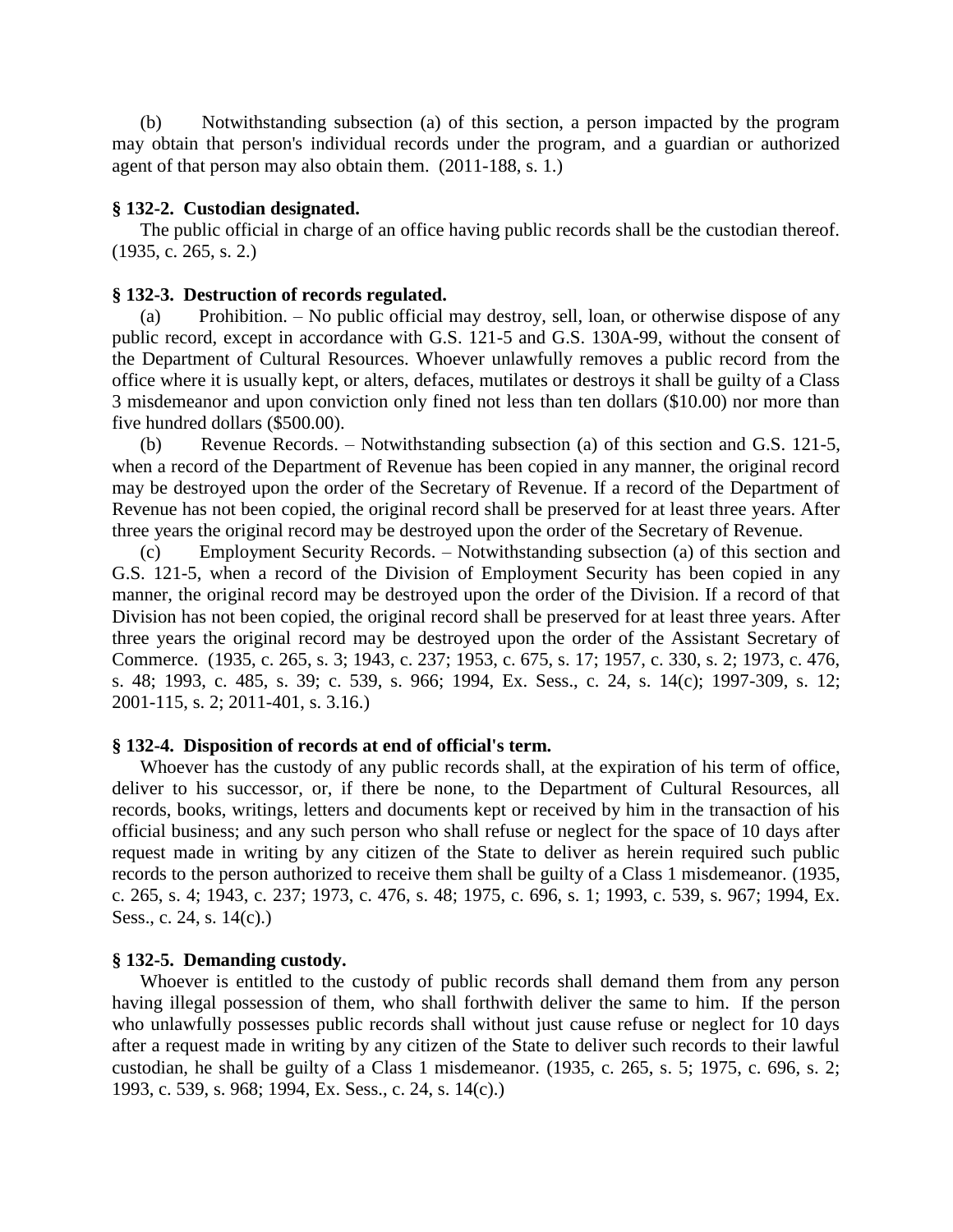(b) Notwithstanding subsection (a) of this section, a person impacted by the program may obtain that person's individual records under the program, and a guardian or authorized agent of that person may also obtain them. (2011-188, s. 1.)

**§ 132-2. Custodian designated.**

The public official in charge of an office having public records shall be the custodian thereof. (1935, c. 265, s. 2.)

**§ 132-3. Destruction of records regulated.**

(a) Prohibition. – No public official may destroy, sell, loan, or otherwise dispose of any public record, except in accordance with G.S. 121-5 and G.S. 130A-99, without the consent of the Department of Cultural Resources. Whoever unlawfully removes a public record from the office where it is usually kept, or alters, defaces, mutilates or destroys it shall be guilty of a Class 3 misdemeanor and upon conviction only fined not less than ten dollars ($10.00) nor more than five hundred dollars ($500.00).

(b) Revenue Records. – Notwithstanding subsection (a) of this section and G.S. 121-5, when a record of the Department of Revenue has been copied in any manner, the original record may be destroyed upon the order of the Secretary of Revenue. If a record of the Department of Revenue has not been copied, the original record shall be preserved for at least three years. After three years the original record may be destroyed upon the order of the Secretary of Revenue.

(c) Employment Security Records. – Notwithstanding subsection (a) of this section and G.S. 121-5, when a record of the Division of Employment Security has been copied in any manner, the original record may be destroyed upon the order of the Division. If a record of that Division has not been copied, the original record shall be preserved for at least three years. After three years the original record may be destroyed upon the order of the Assistant Secretary of Commerce. (1935, c. 265, s. 3; 1943, c. 237; 1953, c. 675, s. 17; 1957, c. 330, s. 2; 1973, c. 476, s. 48; 1993, c. 485, s. 39; c. 539, s. 966; 1994, Ex. Sess., c. 24, s. 14(c); 1997-309, s. 12; 2001-115, s. 2; 2011-401, s. 3.16.)

**§ 132-4. Disposition of records at end of official's term.**

Whoever has the custody of any public records shall, at the expiration of his term of office, deliver to his successor, or, if there be none, to the Department of Cultural Resources, all records, books, writings, letters and documents kept or received by him in the transaction of his official business; and any such person who shall refuse or neglect for the space of 10 days after request made in writing by any citizen of the State to deliver as herein required such public records to the person authorized to receive them shall be guilty of a Class 1 misdemeanor. (1935, c. 265, s. 4; 1943, c. 237; 1973, c. 476, s. 48; 1975, c. 696, s. 1; 1993, c. 539, s. 967; 1994, Ex. Sess., c. 24, s. 14(c).)

**§ 132-5. Demanding custody.**

Whoever is entitled to the custody of public records shall demand them from any person having illegal possession of them, who shall forthwith deliver the same to him. If the person who unlawfully possesses public records shall without just cause refuse or neglect for 10 days after a request made in writing by any citizen of the State to deliver such records to their lawful custodian, he shall be guilty of a Class 1 misdemeanor. (1935, c. 265, s. 5; 1975, c. 696, s. 2; 1993, c. 539, s. 968; 1994, Ex. Sess., c. 24, s. 14(c).)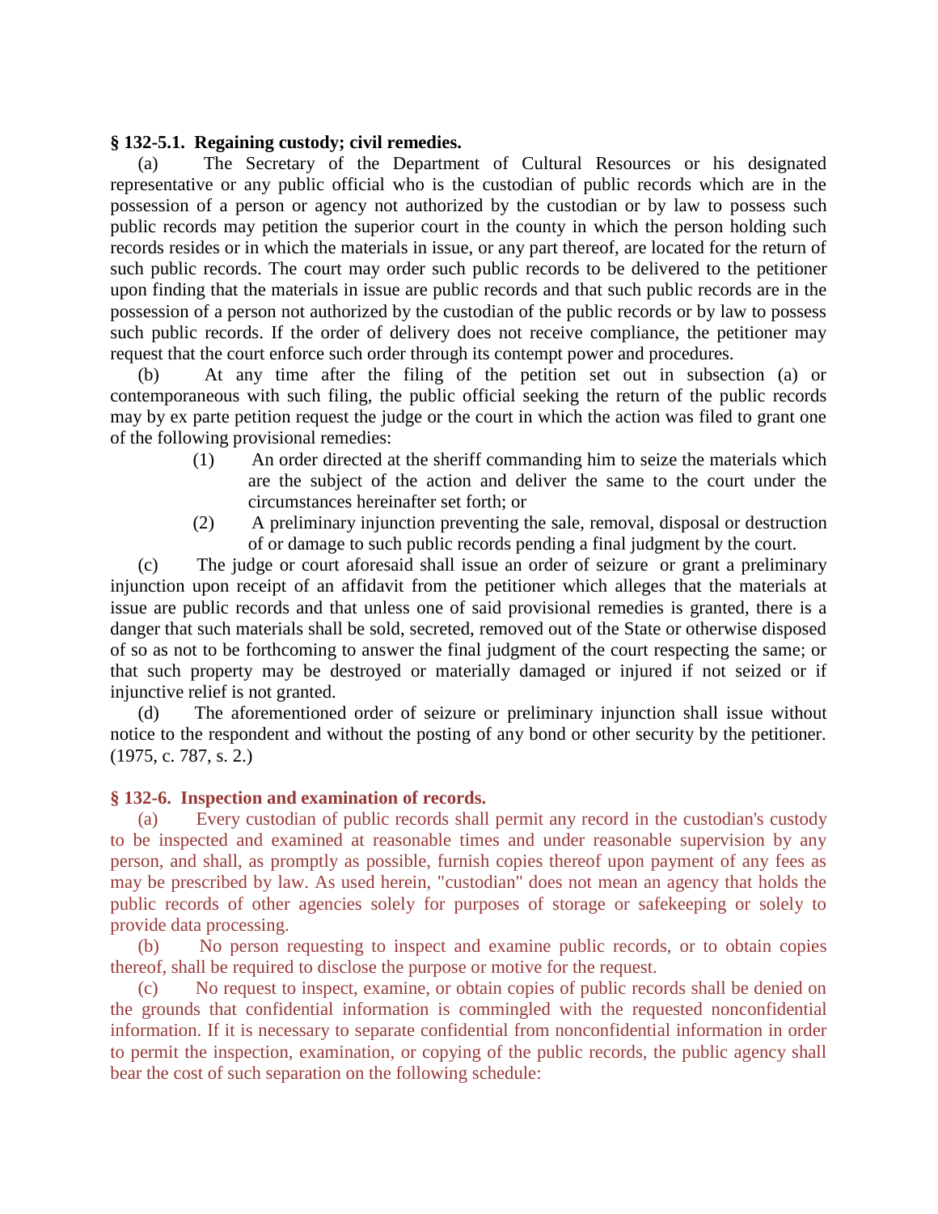**§ 132-5.1. Regaining custody; civil remedies.**

(a) The Secretary of the Department of Cultural Resources or his designated representative or any public official who is the custodian of public records which are in the possession of a person or agency not authorized by the custodian or by law to possess such public records may petition the superior court in the county in which the person holding such records resides or in which the materials in issue, or any part thereof, are located for the return of such public records. The court may order such public records to be delivered to the petitioner upon finding that the materials in issue are public records and that such public records are in the possession of a person not authorized by the custodian of the public records or by law to possess such public records. If the order of delivery does not receive compliance, the petitioner may request that the court enforce such order through its contempt power and procedures.

(b) At any time after the filing of the petition set out in subsection (a) or contemporaneous with such filing, the public official seeking the return of the public records may by ex parte petition request the judge or the court in which the action was filed to grant one of the following provisional remedies:

(1) An order directed at the sheriff commanding him to seize the materials which are the subject of the action and deliver the same to the court under the circumstances hereinafter set forth; or

(2) A preliminary injunction preventing the sale, removal, disposal or destruction of or damage to such public records pending a final judgment by the court.

(c) The judge or court aforesaid shall issue an order of seizure or grant a preliminary injunction upon receipt of an affidavit from the petitioner which alleges that the materials at issue are public records and that unless one of said provisional remedies is granted, there is a danger that such materials shall be sold, secreted, removed out of the State or otherwise disposed of so as not to be forthcoming to answer the final judgment of the court respecting the same; or that such property may be destroyed or materially damaged or injured if not seized or if injunctive relief is not granted.

(d) The aforementioned order of seizure or preliminary injunction shall issue without notice to the respondent and without the posting of any bond or other security by the petitioner. (1975, c. 787, s. 2.)

**§ 132-6. Inspection and examination of records.**

(a) Every custodian of public records shall permit any record in the custodian's custody to be inspected and examined at reasonable times and under reasonable supervision by any person, and shall, as promptly as possible, furnish copies thereof upon payment of any fees as may be prescribed by law. As used herein, "custodian" does not mean an agency that holds the public records of other agencies solely for purposes of storage or safekeeping or solely to provide data processing.

(b) No person requesting to inspect and examine public records, or to obtain copies thereof, shall be required to disclose the purpose or motive for the request.

(c) No request to inspect, examine, or obtain copies of public records shall be denied on the grounds that confidential information is commingled with the requested nonconfidential information. If it is necessary to separate confidential from nonconfidential information in order to permit the inspection, examination, or copying of the public records, the public agency shall bear the cost of such separation on the following schedule: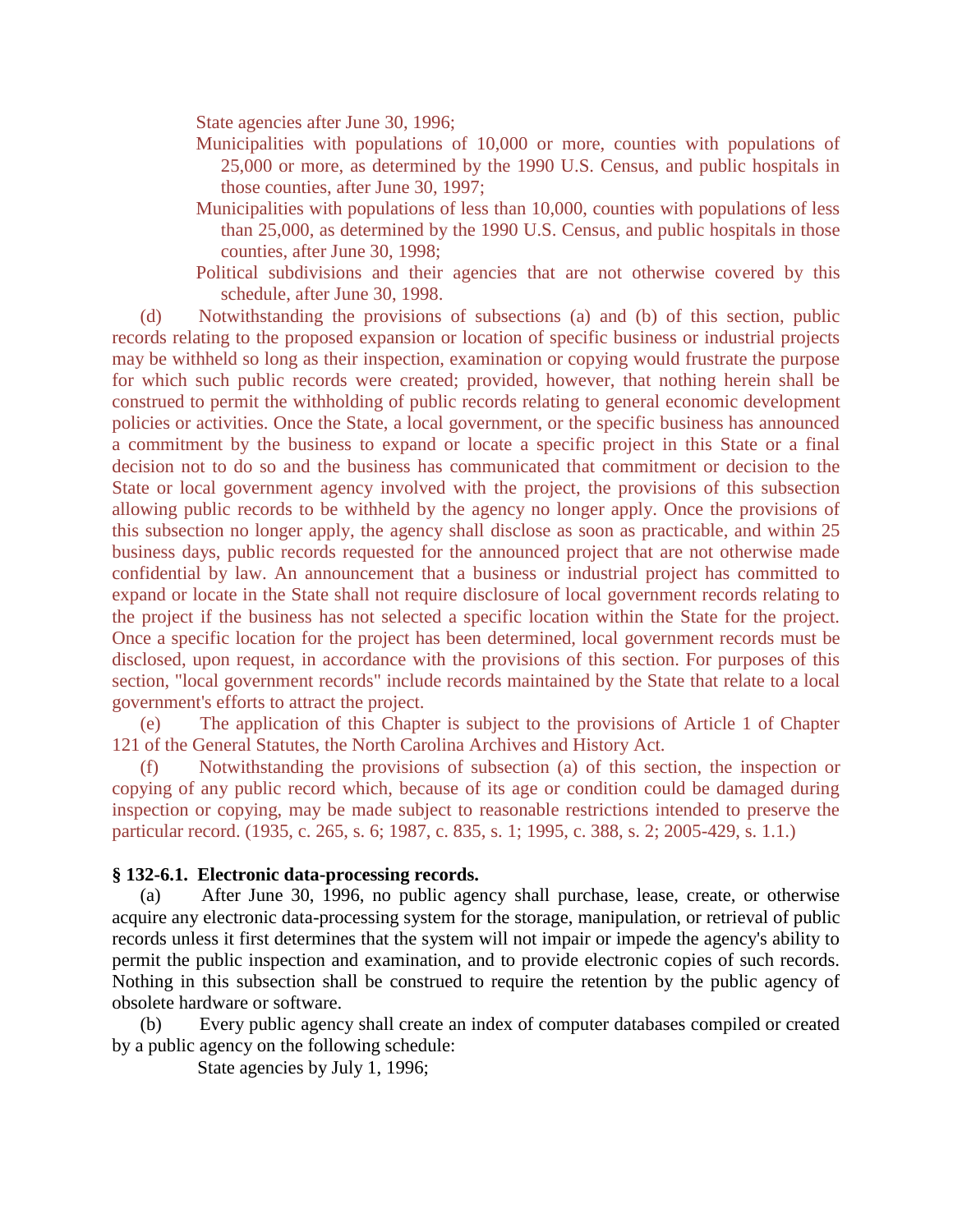State agencies after June 30, 1996;

Municipalities with populations of 10,000 or more, counties with populations of 25,000 or more, as determined by the 1990 U.S. Census, and public hospitals in those counties, after June 30, 1997;

Municipalities with populations of less than 10,000, counties with populations of less than 25,000, as determined by the 1990 U.S. Census, and public hospitals in those counties, after June 30, 1998;

Political subdivisions and their agencies that are not otherwise covered by this schedule, after June 30, 1998.

(d) Notwithstanding the provisions of subsections (a) and (b) of this section, public records relating to the proposed expansion or location of specific business or industrial projects may be withheld so long as their inspection, examination or copying would frustrate the purpose for which such public records were created; provided, however, that nothing herein shall be construed to permit the withholding of public records relating to general economic development policies or activities. Once the State, a local government, or the specific business has announced a commitment by the business to expand or locate a specific project in this State or a final decision not to do so and the business has communicated that commitment or decision to the State or local government agency involved with the project, the provisions of this subsection allowing public records to be withheld by the agency no longer apply. Once the provisions of this subsection no longer apply, the agency shall disclose as soon as practicable, and within 25 business days, public records requested for the announced project that are not otherwise made confidential by law. An announcement that a business or industrial project has committed to expand or locate in the State shall not require disclosure of local government records relating to the project if the business has not selected a specific location within the State for the project. Once a specific location for the project has been determined, local government records must be disclosed, upon request, in accordance with the provisions of this section. For purposes of this section, "local government records" include records maintained by the State that relate to a local government's efforts to attract the project.

(e) The application of this Chapter is subject to the provisions of Article 1 of Chapter 121 of the General Statutes, the North Carolina Archives and History Act.

(f) Notwithstanding the provisions of subsection (a) of this section, the inspection or copying of any public record which, because of its age or condition could be damaged during inspection or copying, may be made subject to reasonable restrictions intended to preserve the particular record. (1935, c. 265, s. 6; 1987, c. 835, s. 1; 1995, c. 388, s. 2; 2005-429, s. 1.1.)

**§ 132-6.1. Electronic data-processing records.**

(a) After June 30, 1996, no public agency shall purchase, lease, create, or otherwise acquire any electronic data-processing system for the storage, manipulation, or retrieval of public records unless it first determines that the system will not impair or impede the agency's ability to permit the public inspection and examination, and to provide electronic copies of such records. Nothing in this subsection shall be construed to require the retention by the public agency of obsolete hardware or software.

(b) Every public agency shall create an index of computer databases compiled or created by a public agency on the following schedule:

State agencies by July 1, 1996;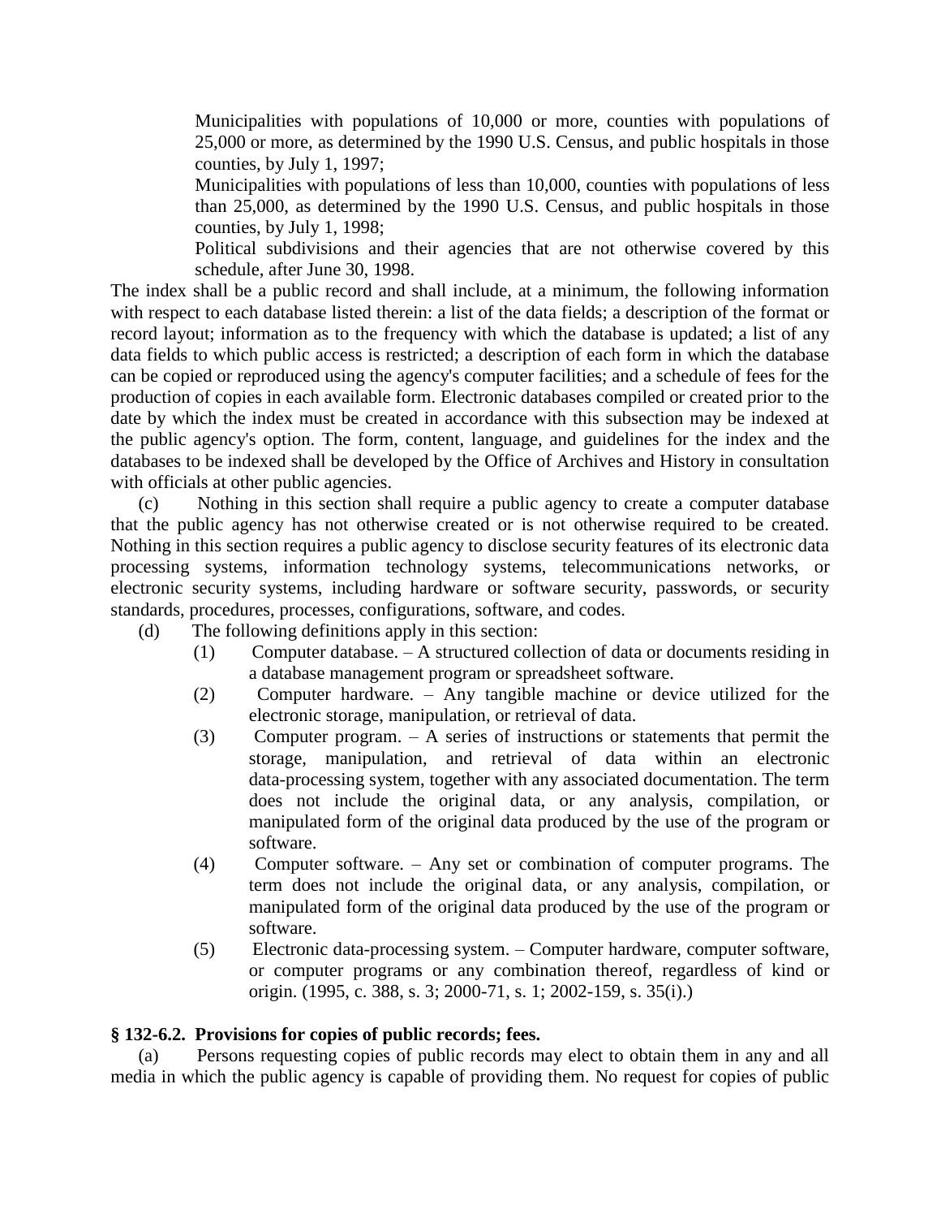Municipalities with populations of 10,000 or more, counties with populations of 25,000 or more, as determined by the 1990 U.S. Census, and public hospitals in those counties, by July 1, 1997;

Municipalities with populations of less than 10,000, counties with populations of less than 25,000, as determined by the 1990 U.S. Census, and public hospitals in those counties, by July 1, 1998;

Political subdivisions and their agencies that are not otherwise covered by this schedule, after June 30, 1998.

The index shall be a public record and shall include, at a minimum, the following information with respect to each database listed therein: a list of the data fields; a description of the format or record layout; information as to the frequency with which the database is updated; a list of any data fields to which public access is restricted; a description of each form in which the database can be copied or reproduced using the agency's computer facilities; and a schedule of fees for the production of copies in each available form. Electronic databases compiled or created prior to the date by which the index must be created in accordance with this subsection may be indexed at the public agency's option. The form, content, language, and guidelines for the index and the databases to be indexed shall be developed by the Office of Archives and History in consultation with officials at other public agencies.

(c) Nothing in this section shall require a public agency to create a computer database that the public agency has not otherwise created or is not otherwise required to be created. Nothing in this section requires a public agency to disclose security features of its electronic data processing systems, information technology systems, telecommunications networks, or electronic security systems, including hardware or software security, passwords, or security standards, procedures, processes, configurations, software, and codes.

(d) The following definitions apply in this section:

(1) Computer database. – A structured collection of data or documents residing in a database management program or spreadsheet software.

(2) Computer hardware. – Any tangible machine or device utilized for the electronic storage, manipulation, or retrieval of data.

(3) Computer program. – A series of instructions or statements that permit the storage, manipulation, and retrieval of data within an electronic data-processing system, together with any associated documentation. The term does not include the original data, or any analysis, compilation, or manipulated form of the original data produced by the use of the program or software.

(4) Computer software. – Any set or combination of computer programs. The term does not include the original data, or any analysis, compilation, or manipulated form of the original data produced by the use of the program or software.

(5) Electronic data-processing system. – Computer hardware, computer software, or computer programs or any combination thereof, regardless of kind or origin. (1995, c. 388, s. 3; 2000-71, s. 1; 2002-159, s. 35(i).)

**§ 132-6.2. Provisions for copies of public records; fees.**

(a) Persons requesting copies of public records may elect to obtain them in any and all media in which the public agency is capable of providing them. No request for copies of public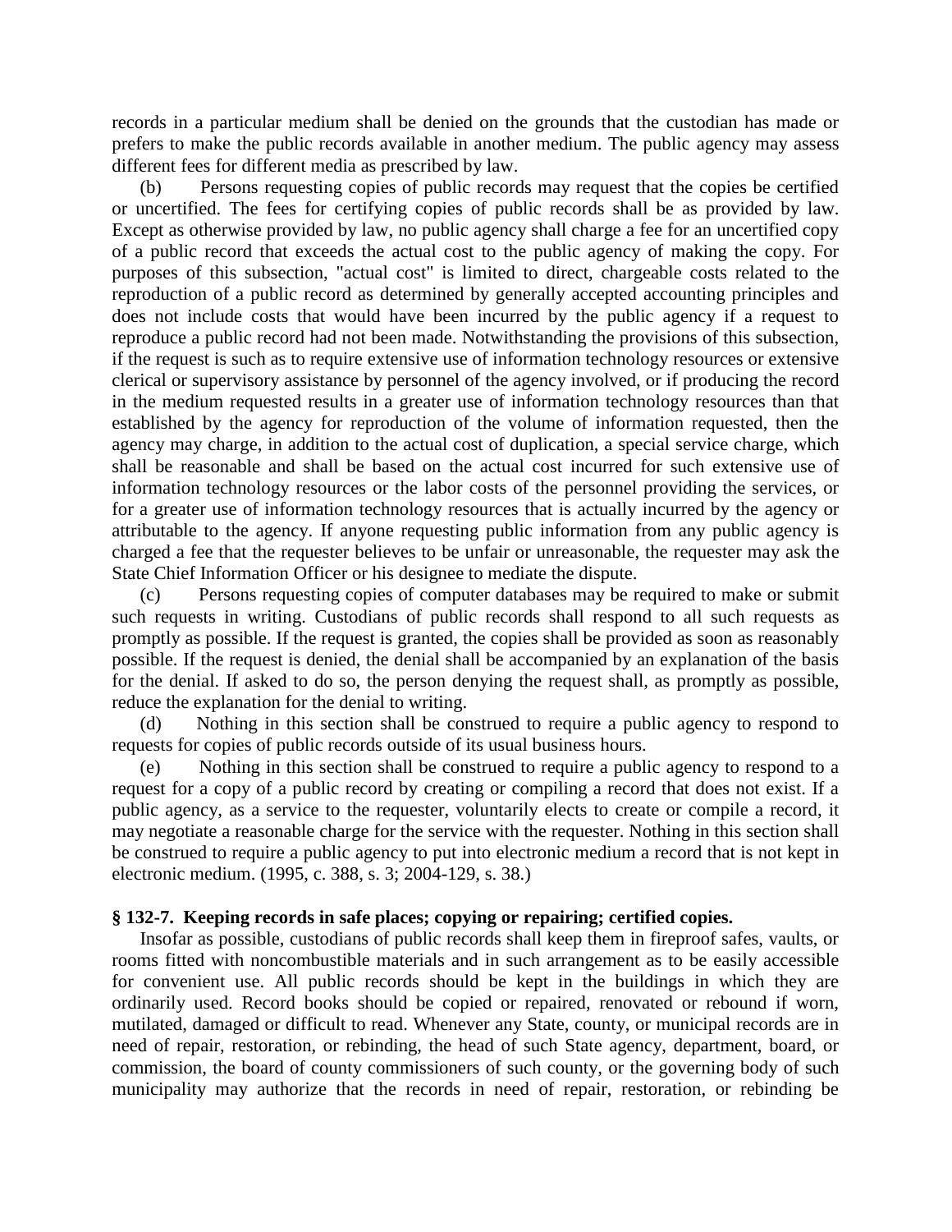records in a particular medium shall be denied on the grounds that the custodian has made or prefers to make the public records available in another medium. The public agency may assess different fees for different media as prescribed by law.

(b) Persons requesting copies of public records may request that the copies be certified or uncertified. The fees for certifying copies of public records shall be as provided by law. Except as otherwise provided by law, no public agency shall charge a fee for an uncertified copy of a public record that exceeds the actual cost to the public agency of making the copy. For purposes of this subsection, "actual cost" is limited to direct, chargeable costs related to the reproduction of a public record as determined by generally accepted accounting principles and does not include costs that would have been incurred by the public agency if a request to reproduce a public record had not been made. Notwithstanding the provisions of this subsection, if the request is such as to require extensive use of information technology resources or extensive clerical or supervisory assistance by personnel of the agency involved, or if producing the record in the medium requested results in a greater use of information technology resources than that established by the agency for reproduction of the volume of information requested, then the agency may charge, in addition to the actual cost of duplication, a special service charge, which shall be reasonable and shall be based on the actual cost incurred for such extensive use of information technology resources or the labor costs of the personnel providing the services, or for a greater use of information technology resources that is actually incurred by the agency or attributable to the agency. If anyone requesting public information from any public agency is charged a fee that the requester believes to be unfair or unreasonable, the requester may ask the State Chief Information Officer or his designee to mediate the dispute.

(c) Persons requesting copies of computer databases may be required to make or submit such requests in writing. Custodians of public records shall respond to all such requests as promptly as possible. If the request is granted, the copies shall be provided as soon as reasonably possible. If the request is denied, the denial shall be accompanied by an explanation of the basis for the denial. If asked to do so, the person denying the request shall, as promptly as possible, reduce the explanation for the denial to writing.

(d) Nothing in this section shall be construed to require a public agency to respond to requests for copies of public records outside of its usual business hours.

(e) Nothing in this section shall be construed to require a public agency to respond to a request for a copy of a public record by creating or compiling a record that does not exist. If a public agency, as a service to the requester, voluntarily elects to create or compile a record, it may negotiate a reasonable charge for the service with the requester. Nothing in this section shall be construed to require a public agency to put into electronic medium a record that is not kept in electronic medium. (1995, c. 388, s. 3; 2004-129, s. 38.)

### § 132-7. Keeping records in safe places; copying or repairing; certified copies.

Insofar as possible, custodians of public records shall keep them in fireproof safes, vaults, or rooms fitted with noncombustible materials and in such arrangement as to be easily accessible for convenient use. All public records should be kept in the buildings in which they are ordinarily used. Record books should be copied or repaired, renovated or rebound if worn, mutilated, damaged or difficult to read. Whenever any State, county, or municipal records are in need of repair, restoration, or rebinding, the head of such State agency, department, board, or commission, the board of county commissioners of such county, or the governing body of such municipality may authorize that the records in need of repair, restoration, or rebinding be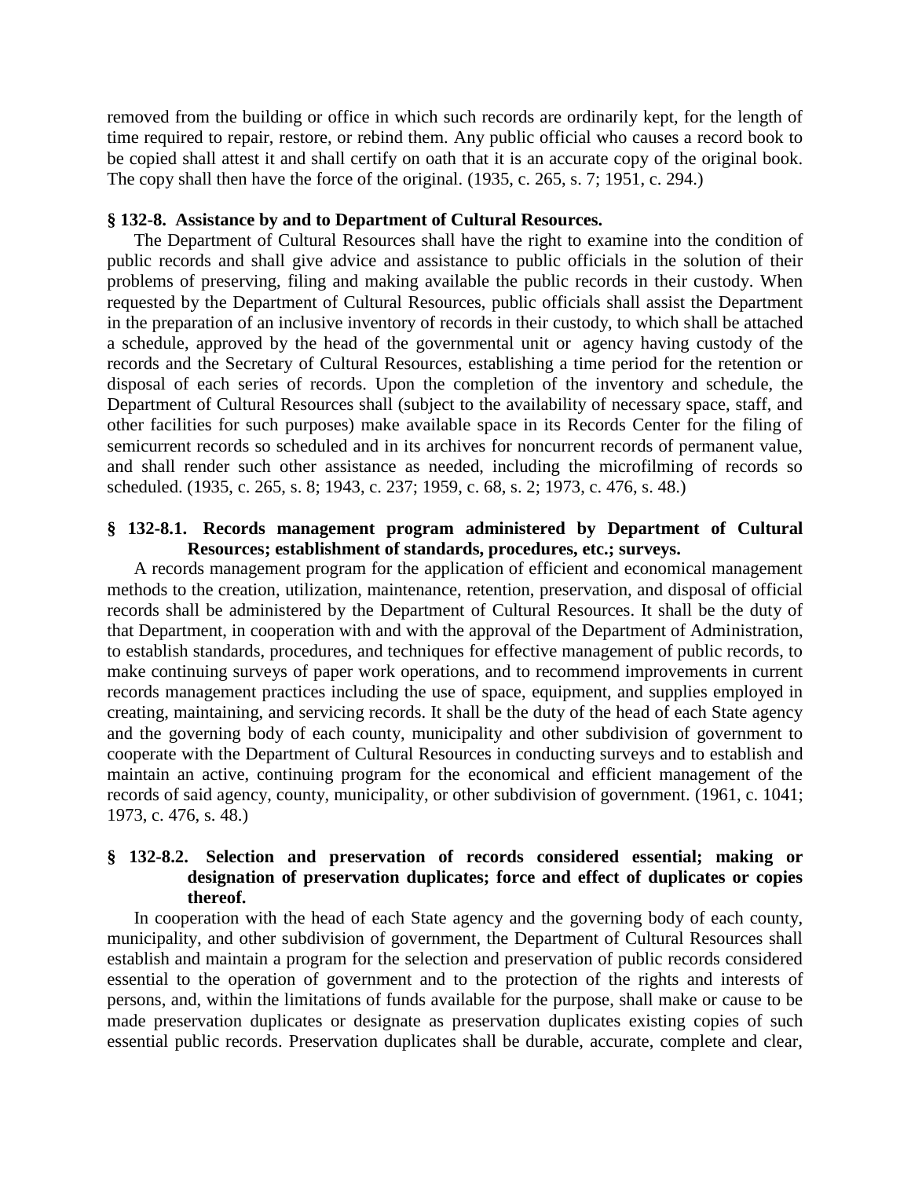removed from the building or office in which such records are ordinarily kept, for the length of time required to repair, restore, or rebind them. Any public official who causes a record book to be copied shall attest it and shall certify on oath that it is an accurate copy of the original book. The copy shall then have the force of the original. (1935, c. 265, s. 7; 1951, c. 294.)

**§ 132-8. Assistance by and to Department of Cultural Resources.**

The Department of Cultural Resources shall have the right to examine into the condition of public records and shall give advice and assistance to public officials in the solution of their problems of preserving, filing and making available the public records in their custody. When requested by the Department of Cultural Resources, public officials shall assist the Department in the preparation of an inclusive inventory of records in their custody, to which shall be attached a schedule, approved by the head of the governmental unit or agency having custody of the records and the Secretary of Cultural Resources, establishing a time period for the retention or disposal of each series of records. Upon the completion of the inventory and schedule, the Department of Cultural Resources shall (subject to the availability of necessary space, staff, and other facilities for such purposes) make available space in its Records Center for the filing of semicurrent records so scheduled and in its archives for noncurrent records of permanent value, and shall render such other assistance as needed, including the microfilming of records so scheduled. (1935, c. 265, s. 8; 1943, c. 237; 1959, c. 68, s. 2; 1973, c. 476, s. 48.)

**§ 132-8.1. Records management program administered by Department of Cultural Resources; establishment of standards, procedures, etc.; surveys.**

A records management program for the application of efficient and economical management methods to the creation, utilization, maintenance, retention, preservation, and disposal of official records shall be administered by the Department of Cultural Resources. It shall be the duty of that Department, in cooperation with and with the approval of the Department of Administration, to establish standards, procedures, and techniques for effective management of public records, to make continuing surveys of paper work operations, and to recommend improvements in current records management practices including the use of space, equipment, and supplies employed in creating, maintaining, and servicing records. It shall be the duty of the head of each State agency and the governing body of each county, municipality and other subdivision of government to cooperate with the Department of Cultural Resources in conducting surveys and to establish and maintain an active, continuing program for the economical and efficient management of the records of said agency, county, municipality, or other subdivision of government. (1961, c. 1041; 1973, c. 476, s. 48.)

**§ 132-8.2. Selection and preservation of records considered essential; making or designation of preservation duplicates; force and effect of duplicates or copies thereof.**

In cooperation with the head of each State agency and the governing body of each county, municipality, and other subdivision of government, the Department of Cultural Resources shall establish and maintain a program for the selection and preservation of public records considered essential to the operation of government and to the protection of the rights and interests of persons, and, within the limitations of funds available for the purpose, shall make or cause to be made preservation duplicates or designate as preservation duplicates existing copies of such essential public records. Preservation duplicates shall be durable, accurate, complete and clear,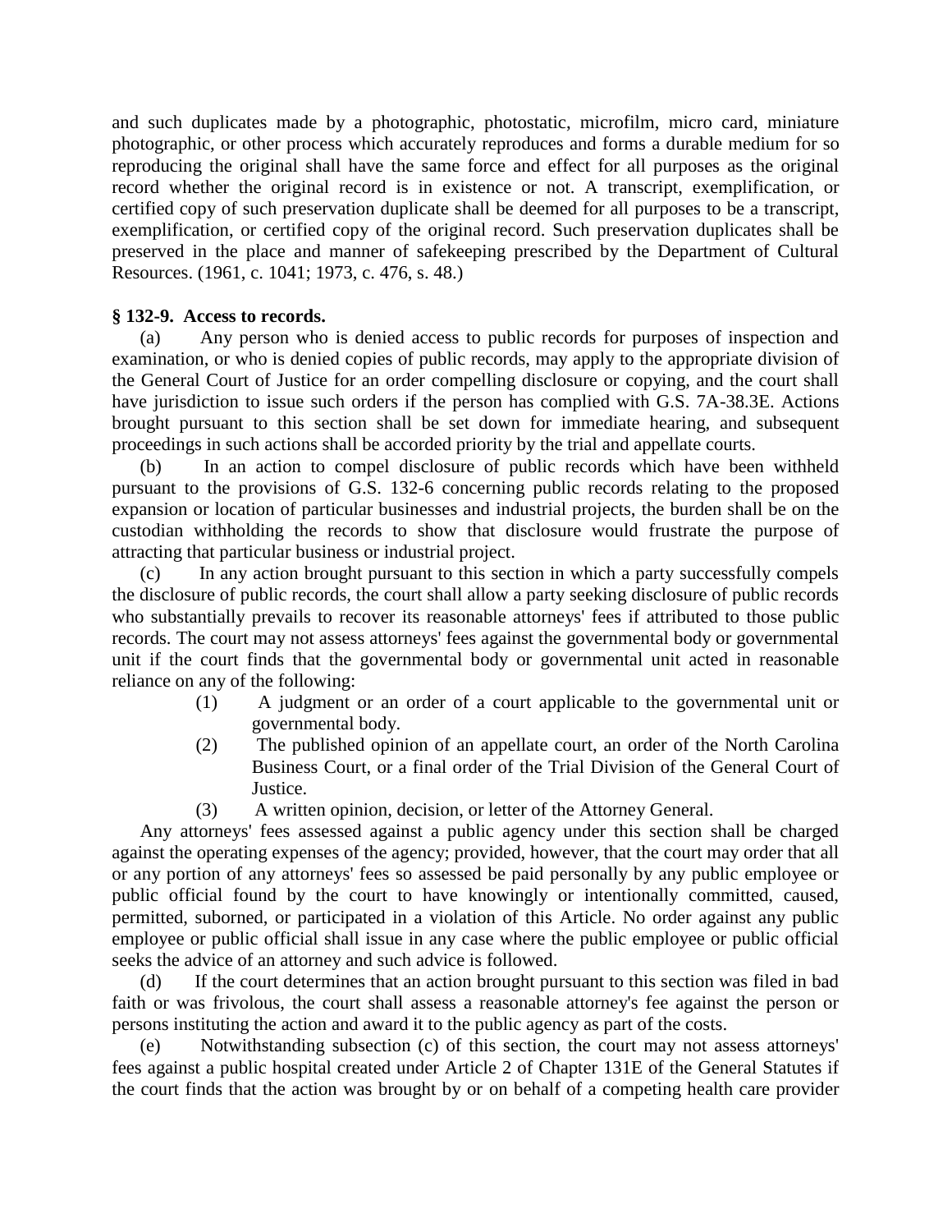and such duplicates made by a photographic, photostatic, microfilm, micro card, miniature photographic, or other process which accurately reproduces and forms a durable medium for so reproducing the original shall have the same force and effect for all purposes as the original record whether the original record is in existence or not. A transcript, exemplification, or certified copy of such preservation duplicate shall be deemed for all purposes to be a transcript, exemplification, or certified copy of the original record. Such preservation duplicates shall be preserved in the place and manner of safekeeping prescribed by the Department of Cultural Resources. (1961, c. 1041; 1973, c. 476, s. 48.)

**§ 132-9. Access to records.**

(a) Any person who is denied access to public records for purposes of inspection and examination, or who is denied copies of public records, may apply to the appropriate division of the General Court of Justice for an order compelling disclosure or copying, and the court shall have jurisdiction to issue such orders if the person has complied with G.S. 7A-38.3E. Actions brought pursuant to this section shall be set down for immediate hearing, and subsequent proceedings in such actions shall be accorded priority by the trial and appellate courts.

(b) In an action to compel disclosure of public records which have been withheld pursuant to the provisions of G.S. 132-6 concerning public records relating to the proposed expansion or location of particular businesses and industrial projects, the burden shall be on the custodian withholding the records to show that disclosure would frustrate the purpose of attracting that particular business or industrial project.

(c) In any action brought pursuant to this section in which a party successfully compels the disclosure of public records, the court shall allow a party seeking disclosure of public records who substantially prevails to recover its reasonable attorneys' fees if attributed to those public records. The court may not assess attorneys' fees against the governmental body or governmental unit if the court finds that the governmental body or governmental unit acted in reasonable reliance on any of the following:

(1) A judgment or an order of a court applicable to the governmental unit or governmental body.

(2) The published opinion of an appellate court, an order of the North Carolina Business Court, or a final order of the Trial Division of the General Court of Justice.

(3) A written opinion, decision, or letter of the Attorney General.

Any attorneys' fees assessed against a public agency under this section shall be charged against the operating expenses of the agency; provided, however, that the court may order that all or any portion of any attorneys' fees so assessed be paid personally by any public employee or public official found by the court to have knowingly or intentionally committed, caused, permitted, suborned, or participated in a violation of this Article. No order against any public employee or public official shall issue in any case where the public employee or public official seeks the advice of an attorney and such advice is followed.

(d) If the court determines that an action brought pursuant to this section was filed in bad faith or was frivolous, the court shall assess a reasonable attorney's fee against the person or persons instituting the action and award it to the public agency as part of the costs.

(e) Notwithstanding subsection (c) of this section, the court may not assess attorneys' fees against a public hospital created under Article 2 of Chapter 131E of the General Statutes if the court finds that the action was brought by or on behalf of a competing health care provider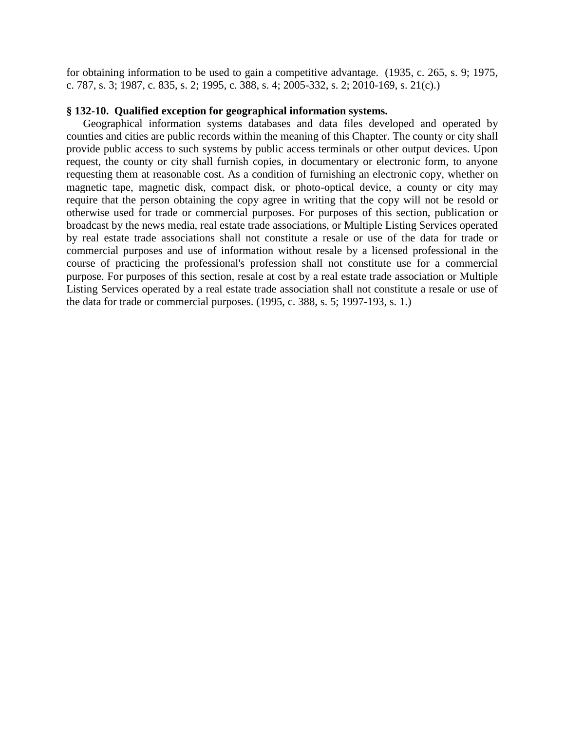for obtaining information to be used to gain a competitive advantage. (1935, c. 265, s. 9; 1975, c. 787, s. 3; 1987, c. 835, s. 2; 1995, c. 388, s. 4; 2005-332, s. 2; 2010-169, s. 21(c).)

**§ 132-10. Qualified exception for geographical information systems.**

Geographical information systems databases and data files developed and operated by counties and cities are public records within the meaning of this Chapter. The county or city shall provide public access to such systems by public access terminals or other output devices. Upon request, the county or city shall furnish copies, in documentary or electronic form, to anyone requesting them at reasonable cost. As a condition of furnishing an electronic copy, whether on magnetic tape, magnetic disk, compact disk, or photo-optical device, a county or city may require that the person obtaining the copy agree in writing that the copy will not be resold or otherwise used for trade or commercial purposes. For purposes of this section, publication or broadcast by the news media, real estate trade associations, or Multiple Listing Services operated by real estate trade associations shall not constitute a resale or use of the data for trade or commercial purposes and use of information without resale by a licensed professional in the course of practicing the professional's profession shall not constitute use for a commercial purpose. For purposes of this section, resale at cost by a real estate trade association or Multiple Listing Services operated by a real estate trade association shall not constitute a resale or use of the data for trade or commercial purposes. (1995, c. 388, s. 5; 1997-193, s. 1.)